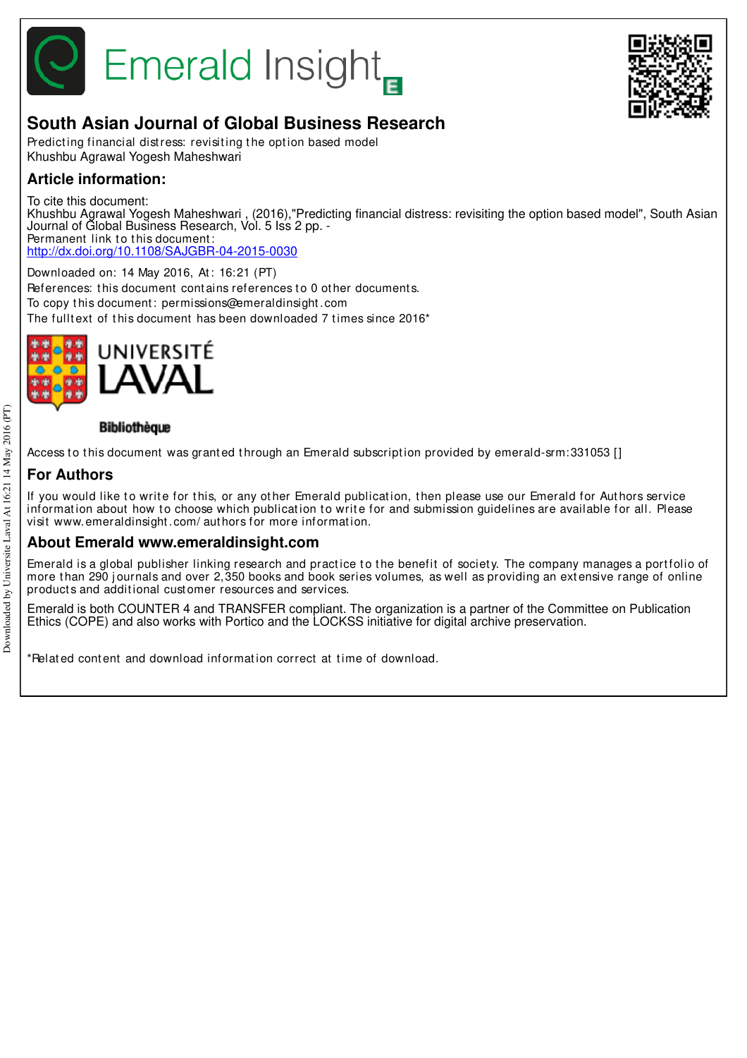# South Asian Journal of Global Business Research

Predicting financial distress: revisiting the option based model
Khushbu Agrawal Yogesh Maheshwari

## Article information:

To cite this document:
Khushbu Agrawal Yogesh Maheshwari , (2016),"Predicting financial distress: revisiting the option based model", South Asian Journal of Global Business Research, Vol. 5 Iss 2 pp. -
Permanent link to this document:
http://dx.doi.org/10.1108/SAJGBR-04-2015-0030

Downloaded on: 14 May 2016, At: 16:21 (PT)
References: this document contains references to 0 other documents.
To copy this document: permissions@emeraldinsight.com
The fulltext of this document has been downloaded 7 times since 2016*

Access to this document was granted through an Emerald subscription provided by emerald-srm:331053 []

## For Authors

If you would like to write for this, or any other Emerald publication, then please use our Emerald for Authors service information about how to choose which publication to write for and submission guidelines are available for all. Please visit www.emeraldinsight.com/authors for more information.

## About Emerald www.emeraldinsight.com

Emerald is a global publisher linking research and practice to the benefit of society. The company manages a portfolio of more than 290 journals and over 2,350 books and book series volumes, as well as providing an extensive range of online products and additional customer resources and services.

Emerald is both COUNTER 4 and TRANSFER compliant. The organization is a partner of the Committee on Publication Ethics (COPE) and also works with Portico and the LOCKSS initiative for digital archive preservation.

*Related content and download information correct at time of download.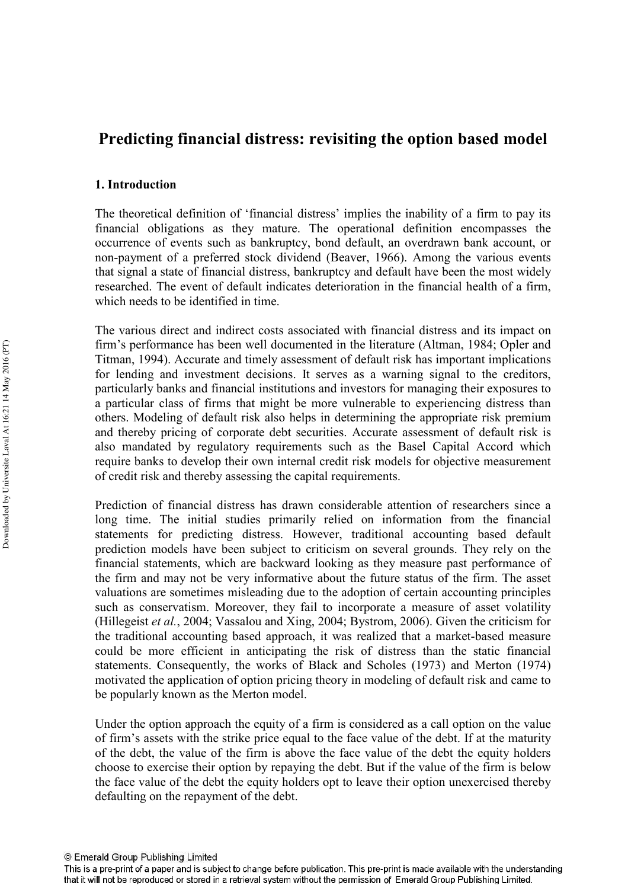# Predicting financial distress: revisiting the option based model

## 1. Introduction

The theoretical definition of 'financial distress' implies the inability of a firm to pay its financial obligations as they mature. The operational definition encompasses the occurrence of events such as bankruptcy, bond default, an overdrawn bank account, or non-payment of a preferred stock dividend (Beaver, 1966). Among the various events that signal a state of financial distress, bankruptcy and default have been the most widely researched. The event of default indicates deterioration in the financial health of a firm, which needs to be identified in time.

The various direct and indirect costs associated with financial distress and its impact on firm's performance has been well documented in the literature (Altman, 1984; Opler and Titman, 1994). Accurate and timely assessment of default risk has important implications for lending and investment decisions. It serves as a warning signal to the creditors, particularly banks and financial institutions and investors for managing their exposures to a particular class of firms that might be more vulnerable to experiencing distress than others. Modeling of default risk also helps in determining the appropriate risk premium and thereby pricing of corporate debt securities. Accurate assessment of default risk is also mandated by regulatory requirements such as the Basel Capital Accord which require banks to develop their own internal credit risk models for objective measurement of credit risk and thereby assessing the capital requirements.

Prediction of financial distress has drawn considerable attention of researchers since a long time. The initial studies primarily relied on information from the financial statements for predicting distress. However, traditional accounting based default prediction models have been subject to criticism on several grounds. They rely on the financial statements, which are backward looking as they measure past performance of the firm and may not be very informative about the future status of the firm. The asset valuations are sometimes misleading due to the adoption of certain accounting principles such as conservatism. Moreover, they fail to incorporate a measure of asset volatility (Hillegeist *et al.*, 2004; Vassalou and Xing, 2004; Bystrom, 2006). Given the criticism for the traditional accounting based approach, it was realized that a market-based measure could be more efficient in anticipating the risk of distress than the static financial statements. Consequently, the works of Black and Scholes (1973) and Merton (1974) motivated the application of option pricing theory in modeling of default risk and came to be popularly known as the Merton model.

Under the option approach the equity of a firm is considered as a call option on the value of firm's assets with the strike price equal to the face value of the debt. If at the maturity of the debt, the value of the firm is above the face value of the debt the equity holders choose to exercise their option by repaying the debt. But if the value of the firm is below the face value of the debt the equity holders opt to leave their option unexercised thereby defaulting on the repayment of the debt.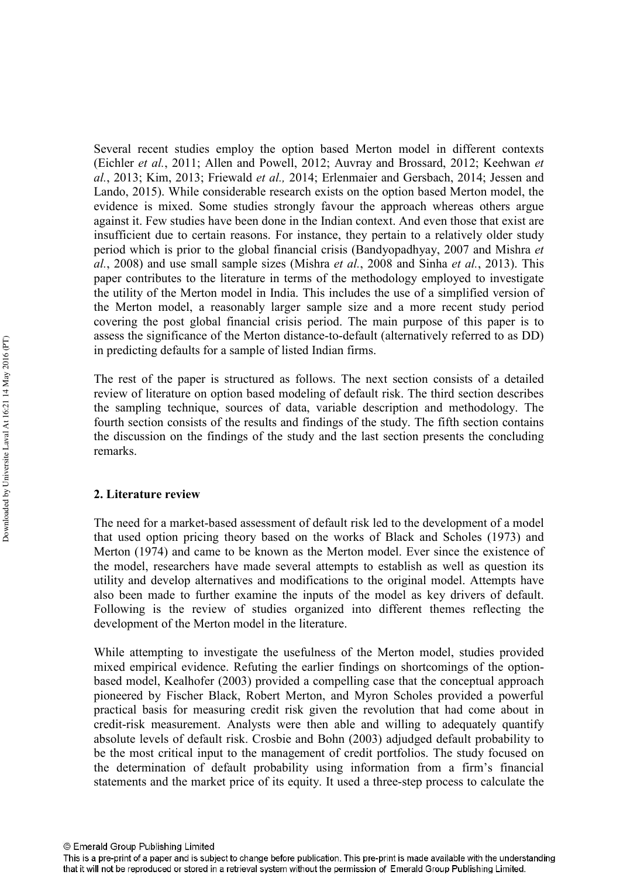Several recent studies employ the option based Merton model in different contexts (Eichler *et al.*, 2011; Allen and Powell, 2012; Auvray and Brossard, 2012; Keehwan *et al.*, 2013; Kim, 2013; Friewald *et al.,* 2014; Erlenmaier and Gersbach, 2014; Jessen and Lando, 2015). While considerable research exists on the option based Merton model, the evidence is mixed. Some studies strongly favour the approach whereas others argue against it. Few studies have been done in the Indian context. And even those that exist are insufficient due to certain reasons. For instance, they pertain to a relatively older study period which is prior to the global financial crisis (Bandyopadhyay, 2007 and Mishra *et al.*, 2008) and use small sample sizes (Mishra *et al.*, 2008 and Sinha *et al.*, 2013). This paper contributes to the literature in terms of the methodology employed to investigate the utility of the Merton model in India. This includes the use of a simplified version of the Merton model, a reasonably larger sample size and a more recent study period covering the post global financial crisis period. The main purpose of this paper is to assess the significance of the Merton distance-to-default (alternatively referred to as DD) in predicting defaults for a sample of listed Indian firms.

The rest of the paper is structured as follows. The next section consists of a detailed review of literature on option based modeling of default risk. The third section describes the sampling technique, sources of data, variable description and methodology. The fourth section consists of the results and findings of the study. The fifth section contains the discussion on the findings of the study and the last section presents the concluding remarks.

## 2. Literature review

The need for a market-based assessment of default risk led to the development of a model that used option pricing theory based on the works of Black and Scholes (1973) and Merton (1974) and came to be known as the Merton model. Ever since the existence of the model, researchers have made several attempts to establish as well as question its utility and develop alternatives and modifications to the original model. Attempts have also been made to further examine the inputs of the model as key drivers of default. Following is the review of studies organized into different themes reflecting the development of the Merton model in the literature.

While attempting to investigate the usefulness of the Merton model, studies provided mixed empirical evidence. Refuting the earlier findings on shortcomings of the option-based model, Kealhofer (2003) provided a compelling case that the conceptual approach pioneered by Fischer Black, Robert Merton, and Myron Scholes provided a powerful practical basis for measuring credit risk given the revolution that had come about in credit-risk measurement. Analysts were then able and willing to adequately quantify absolute levels of default risk. Crosbie and Bohn (2003) adjudged default probability to be the most critical input to the management of credit portfolios. The study focused on the determination of default probability using information from a firm's financial statements and the market price of its equity. It used a three-step process to calculate the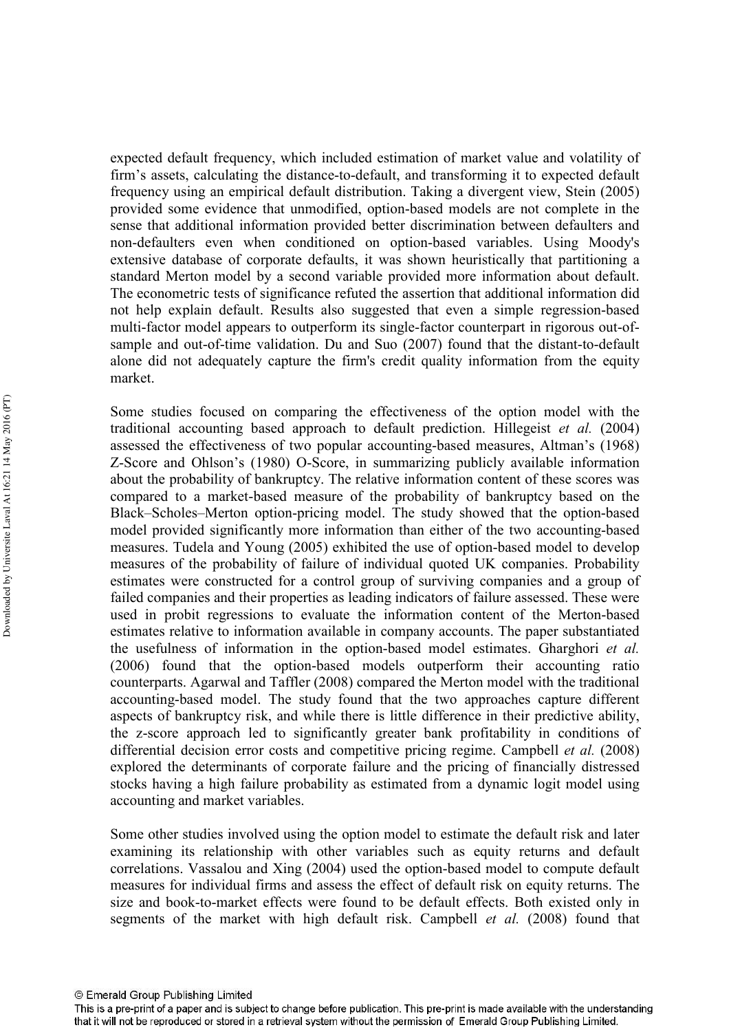expected default frequency, which included estimation of market value and volatility of firm's assets, calculating the distance-to-default, and transforming it to expected default frequency using an empirical default distribution. Taking a divergent view, Stein (2005) provided some evidence that unmodified, option-based models are not complete in the sense that additional information provided better discrimination between defaulters and non-defaulters even when conditioned on option-based variables. Using Moody's extensive database of corporate defaults, it was shown heuristically that partitioning a standard Merton model by a second variable provided more information about default. The econometric tests of significance refuted the assertion that additional information did not help explain default. Results also suggested that even a simple regression-based multi-factor model appears to outperform its single-factor counterpart in rigorous out-of-sample and out-of-time validation. Du and Suo (2007) found that the distant-to-default alone did not adequately capture the firm's credit quality information from the equity market.

Some studies focused on comparing the effectiveness of the option model with the traditional accounting based approach to default prediction. Hillegeist *et al.* (2004) assessed the effectiveness of two popular accounting-based measures, Altman's (1968) Z-Score and Ohlson's (1980) O-Score, in summarizing publicly available information about the probability of bankruptcy. The relative information content of these scores was compared to a market-based measure of the probability of bankruptcy based on the Black–Scholes–Merton option-pricing model. The study showed that the option-based model provided significantly more information than either of the two accounting-based measures. Tudela and Young (2005) exhibited the use of option-based model to develop measures of the probability of failure of individual quoted UK companies. Probability estimates were constructed for a control group of surviving companies and a group of failed companies and their properties as leading indicators of failure assessed. These were used in probit regressions to evaluate the information content of the Merton-based estimates relative to information available in company accounts. The paper substantiated the usefulness of information in the option-based model estimates. Gharghori *et al.* (2006) found that the option-based models outperform their accounting ratio counterparts. Agarwal and Taffler (2008) compared the Merton model with the traditional accounting-based model. The study found that the two approaches capture different aspects of bankruptcy risk, and while there is little difference in their predictive ability, the z-score approach led to significantly greater bank profitability in conditions of differential decision error costs and competitive pricing regime. Campbell *et al.* (2008) explored the determinants of corporate failure and the pricing of financially distressed stocks having a high failure probability as estimated from a dynamic logit model using accounting and market variables.

Some other studies involved using the option model to estimate the default risk and later examining its relationship with other variables such as equity returns and default correlations. Vassalou and Xing (2004) used the option-based model to compute default measures for individual firms and assess the effect of default risk on equity returns. The size and book-to-market effects were found to be default effects. Both existed only in segments of the market with high default risk. Campbell *et al.* (2008) found that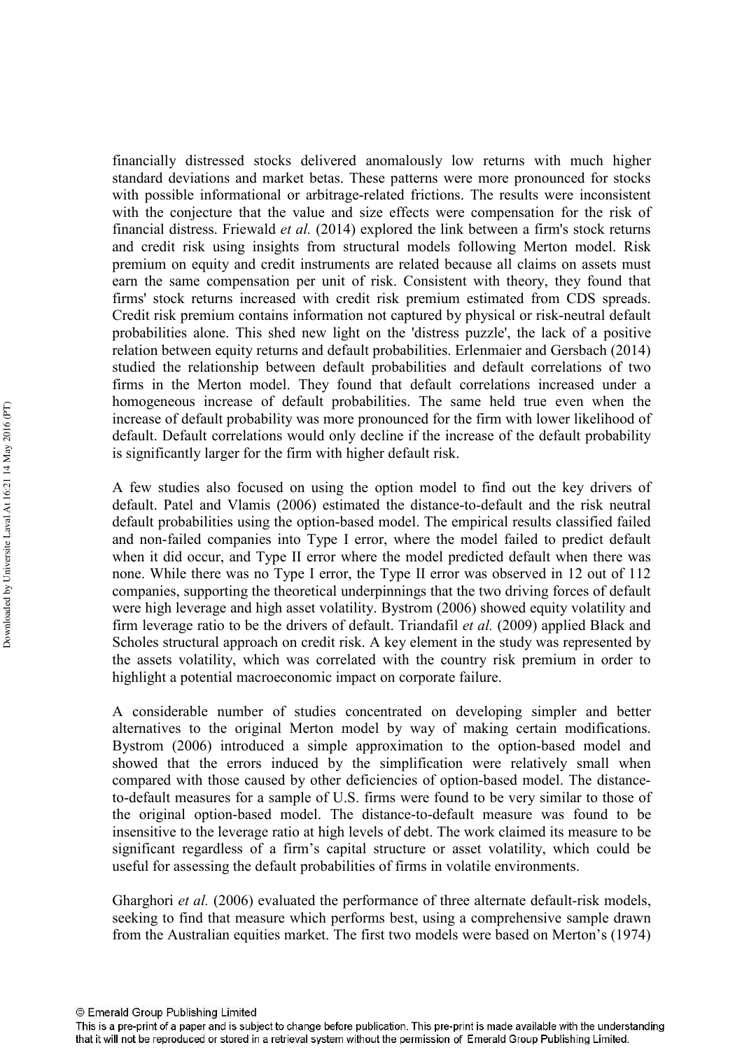financially distressed stocks delivered anomalously low returns with much higher standard deviations and market betas. These patterns were more pronounced for stocks with possible informational or arbitrage-related frictions. The results were inconsistent with the conjecture that the value and size effects were compensation for the risk of financial distress. Friewald *et al.* (2014) explored the link between a firm's stock returns and credit risk using insights from structural models following Merton model. Risk premium on equity and credit instruments are related because all claims on assets must earn the same compensation per unit of risk. Consistent with theory, they found that firms' stock returns increased with credit risk premium estimated from CDS spreads. Credit risk premium contains information not captured by physical or risk-neutral default probabilities alone. This shed new light on the 'distress puzzle', the lack of a positive relation between equity returns and default probabilities. Erlenmaier and Gersbach (2014) studied the relationship between default probabilities and default correlations of two firms in the Merton model. They found that default correlations increased under a homogeneous increase of default probabilities. The same held true even when the increase of default probability was more pronounced for the firm with lower likelihood of default. Default correlations would only decline if the increase of the default probability is significantly larger for the firm with higher default risk.

A few studies also focused on using the option model to find out the key drivers of default. Patel and Vlamis (2006) estimated the distance-to-default and the risk neutral default probabilities using the option-based model. The empirical results classified failed and non-failed companies into Type I error, where the model failed to predict default when it did occur, and Type II error where the model predicted default when there was none. While there was no Type I error, the Type II error was observed in 12 out of 112 companies, supporting the theoretical underpinnings that the two driving forces of default were high leverage and high asset volatility. Bystrom (2006) showed equity volatility and firm leverage ratio to be the drivers of default. Triandafil *et al.* (2009) applied Black and Scholes structural approach on credit risk. A key element in the study was represented by the assets volatility, which was correlated with the country risk premium in order to highlight a potential macroeconomic impact on corporate failure.

A considerable number of studies concentrated on developing simpler and better alternatives to the original Merton model by way of making certain modifications. Bystrom (2006) introduced a simple approximation to the option-based model and showed that the errors induced by the simplification were relatively small when compared with those caused by other deficiencies of option-based model. The distance-to-default measures for a sample of U.S. firms were found to be very similar to those of the original option-based model. The distance-to-default measure was found to be insensitive to the leverage ratio at high levels of debt. The work claimed its measure to be significant regardless of a firm's capital structure or asset volatility, which could be useful for assessing the default probabilities of firms in volatile environments.

Gharghori *et al.* (2006) evaluated the performance of three alternate default-risk models, seeking to find that measure which performs best, using a comprehensive sample drawn from the Australian equities market. The first two models were based on Merton's (1974)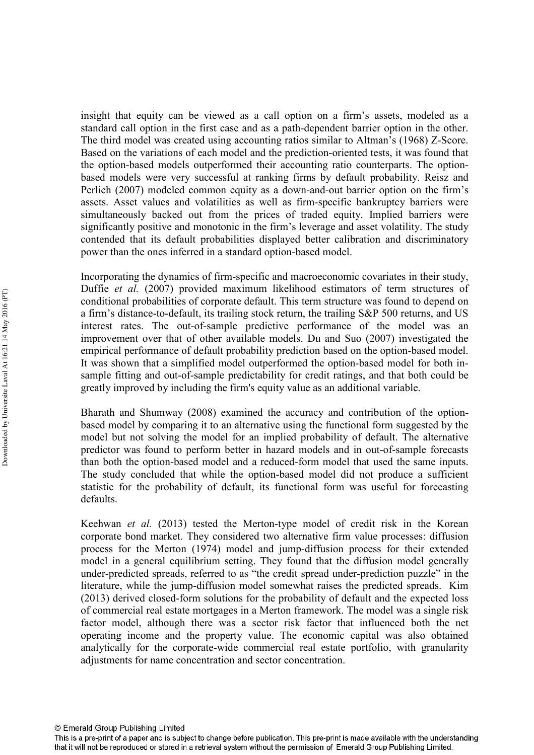insight that equity can be viewed as a call option on a firm's assets, modeled as a standard call option in the first case and as a path-dependent barrier option in the other. The third model was created using accounting ratios similar to Altman's (1968) Z-Score. Based on the variations of each model and the prediction-oriented tests, it was found that the option-based models outperformed their accounting ratio counterparts. The option-based models were very successful at ranking firms by default probability. Reisz and Perlich (2007) modeled common equity as a down-and-out barrier option on the firm's assets. Asset values and volatilities as well as firm-specific bankruptcy barriers were simultaneously backed out from the prices of traded equity. Implied barriers were significantly positive and monotonic in the firm's leverage and asset volatility. The study contended that its default probabilities displayed better calibration and discriminatory power than the ones inferred in a standard option-based model.

Incorporating the dynamics of firm-specific and macroeconomic covariates in their study, Duffie *et al.* (2007) provided maximum likelihood estimators of term structures of conditional probabilities of corporate default. This term structure was found to depend on a firm's distance-to-default, its trailing stock return, the trailing S&P 500 returns, and US interest rates. The out-of-sample predictive performance of the model was an improvement over that of other available models. Du and Suo (2007) investigated the empirical performance of default probability prediction based on the option-based model. It was shown that a simplified model outperformed the option-based model for both in-sample fitting and out-of-sample predictability for credit ratings, and that both could be greatly improved by including the firm's equity value as an additional variable.

Bharath and Shumway (2008) examined the accuracy and contribution of the option-based model by comparing it to an alternative using the functional form suggested by the model but not solving the model for an implied probability of default. The alternative predictor was found to perform better in hazard models and in out-of-sample forecasts than both the option-based model and a reduced-form model that used the same inputs. The study concluded that while the option-based model did not produce a sufficient statistic for the probability of default, its functional form was useful for forecasting defaults.

Keehwan *et al.* (2013) tested the Merton-type model of credit risk in the Korean corporate bond market. They considered two alternative firm value processes: diffusion process for the Merton (1974) model and jump-diffusion process for their extended model in a general equilibrium setting. They found that the diffusion model generally under-predicted spreads, referred to as "the credit spread under-prediction puzzle" in the literature, while the jump-diffusion model somewhat raises the predicted spreads. Kim (2013) derived closed-form solutions for the probability of default and the expected loss of commercial real estate mortgages in a Merton framework. The model was a single risk factor model, although there was a sector risk factor that influenced both the net operating income and the property value. The economic capital was also obtained analytically for the corporate-wide commercial real estate portfolio, with granularity adjustments for name concentration and sector concentration.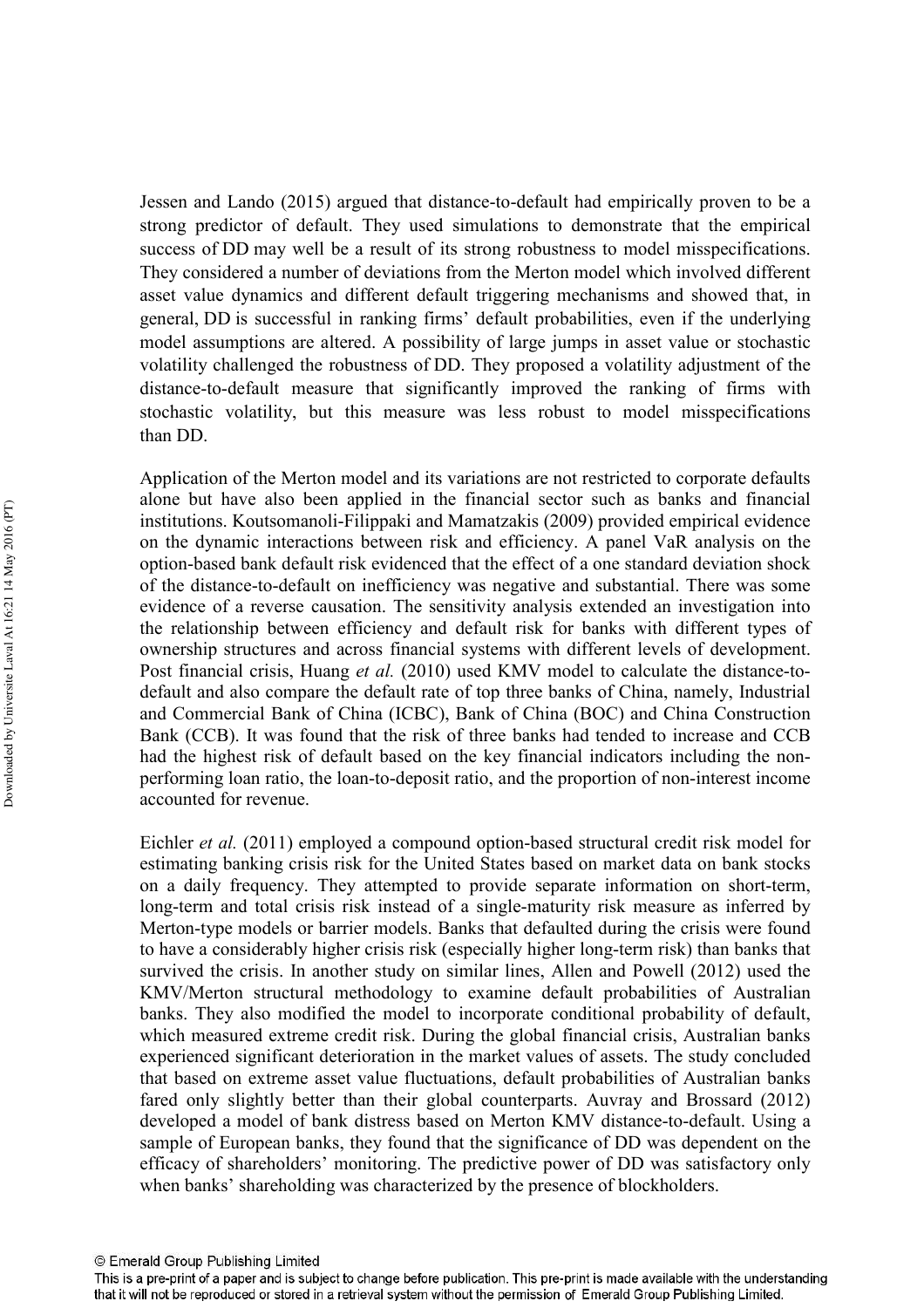Jessen and Lando (2015) argued that distance-to-default had empirically proven to be a strong predictor of default. They used simulations to demonstrate that the empirical success of DD may well be a result of its strong robustness to model misspecifications. They considered a number of deviations from the Merton model which involved different asset value dynamics and different default triggering mechanisms and showed that, in general, DD is successful in ranking firms' default probabilities, even if the underlying model assumptions are altered. A possibility of large jumps in asset value or stochastic volatility challenged the robustness of DD. They proposed a volatility adjustment of the distance-to-default measure that significantly improved the ranking of firms with stochastic volatility, but this measure was less robust to model misspecifications than DD.

Application of the Merton model and its variations are not restricted to corporate defaults alone but have also been applied in the financial sector such as banks and financial institutions. Koutsomanoli-Filippaki and Mamatzakis (2009) provided empirical evidence on the dynamic interactions between risk and efficiency. A panel VaR analysis on the option-based bank default risk evidenced that the effect of a one standard deviation shock of the distance-to-default on inefficiency was negative and substantial. There was some evidence of a reverse causation. The sensitivity analysis extended an investigation into the relationship between efficiency and default risk for banks with different types of ownership structures and across financial systems with different levels of development. Post financial crisis, Huang *et al.* (2010) used KMV model to calculate the distance-to-default and also compare the default rate of top three banks of China, namely, Industrial and Commercial Bank of China (ICBC), Bank of China (BOC) and China Construction Bank (CCB). It was found that the risk of three banks had tended to increase and CCB had the highest risk of default based on the key financial indicators including the non-performing loan ratio, the loan-to-deposit ratio, and the proportion of non-interest income accounted for revenue.

Eichler *et al.* (2011) employed a compound option-based structural credit risk model for estimating banking crisis risk for the United States based on market data on bank stocks on a daily frequency. They attempted to provide separate information on short-term, long-term and total crisis risk instead of a single-maturity risk measure as inferred by Merton-type models or barrier models. Banks that defaulted during the crisis were found to have a considerably higher crisis risk (especially higher long-term risk) than banks that survived the crisis. In another study on similar lines, Allen and Powell (2012) used the KMV/Merton structural methodology to examine default probabilities of Australian banks. They also modified the model to incorporate conditional probability of default, which measured extreme credit risk. During the global financial crisis, Australian banks experienced significant deterioration in the market values of assets. The study concluded that based on extreme asset value fluctuations, default probabilities of Australian banks fared only slightly better than their global counterparts. Auvray and Brossard (2012) developed a model of bank distress based on Merton KMV distance-to-default. Using a sample of European banks, they found that the significance of DD was dependent on the efficacy of shareholders' monitoring. The predictive power of DD was satisfactory only when banks' shareholding was characterized by the presence of blockholders.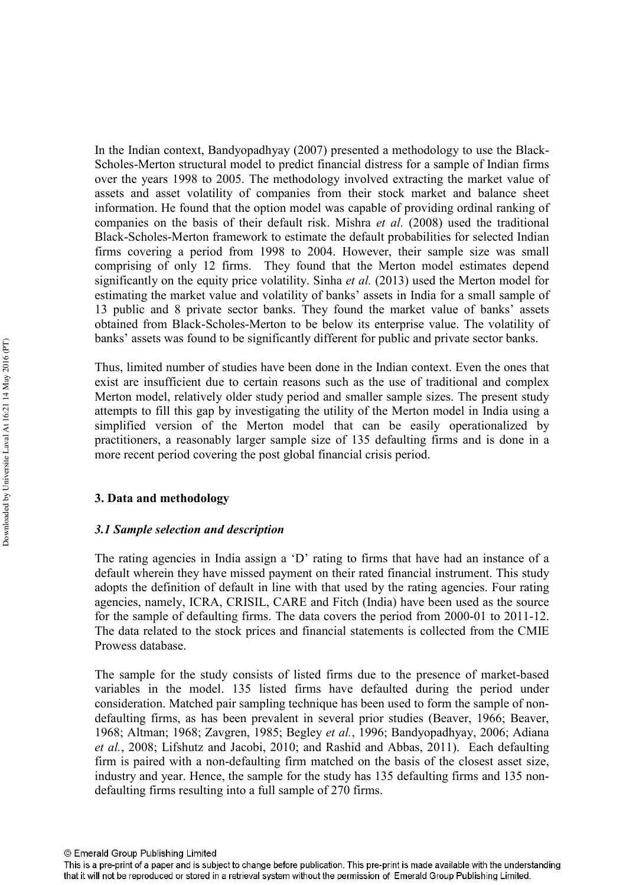In the Indian context, Bandyopadhyay (2007) presented a methodology to use the Black-Scholes-Merton structural model to predict financial distress for a sample of Indian firms over the years 1998 to 2005. The methodology involved extracting the market value of assets and asset volatility of companies from their stock market and balance sheet information. He found that the option model was capable of providing ordinal ranking of companies on the basis of their default risk. Mishra *et al.* (2008) used the traditional Black-Scholes-Merton framework to estimate the default probabilities for selected Indian firms covering a period from 1998 to 2004. However, their sample size was small comprising of only 12 firms. They found that the Merton model estimates depend significantly on the equity price volatility. Sinha *et al.* (2013) used the Merton model for estimating the market value and volatility of banks' assets in India for a small sample of 13 public and 8 private sector banks. They found the market value of banks' assets obtained from Black-Scholes-Merton to be below its enterprise value. The volatility of banks' assets was found to be significantly different for public and private sector banks.

Thus, limited number of studies have been done in the Indian context. Even the ones that exist are insufficient due to certain reasons such as the use of traditional and complex Merton model, relatively older study period and smaller sample sizes. The present study attempts to fill this gap by investigating the utility of the Merton model in India using a simplified version of the Merton model that can be easily operationalized by practitioners, a reasonably larger sample size of 135 defaulting firms and is done in a more recent period covering the post global financial crisis period.

## 3. Data and methodology

### *3.1 Sample selection and description*

The rating agencies in India assign a 'D' rating to firms that have had an instance of a default wherein they have missed payment on their rated financial instrument. This study adopts the definition of default in line with that used by the rating agencies. Four rating agencies, namely, ICRA, CRISIL, CARE and Fitch (India) have been used as the source for the sample of defaulting firms. The data covers the period from 2000-01 to 2011-12. The data related to the stock prices and financial statements is collected from the CMIE Prowess database.

The sample for the study consists of listed firms due to the presence of market-based variables in the model. 135 listed firms have defaulted during the period under consideration. Matched pair sampling technique has been used to form the sample of non-defaulting firms, as has been prevalent in several prior studies (Beaver, 1966; Beaver, 1968; Altman; 1968; Zavgren, 1985; Begley *et al.*, 1996; Bandyopadhyay, 2006; Adiana *et al.*, 2008; Lifshutz and Jacobi, 2010; and Rashid and Abbas, 2011). Each defaulting firm is paired with a non-defaulting firm matched on the basis of the closest asset size, industry and year. Hence, the sample for the study has 135 defaulting firms and 135 non-defaulting firms resulting into a full sample of 270 firms.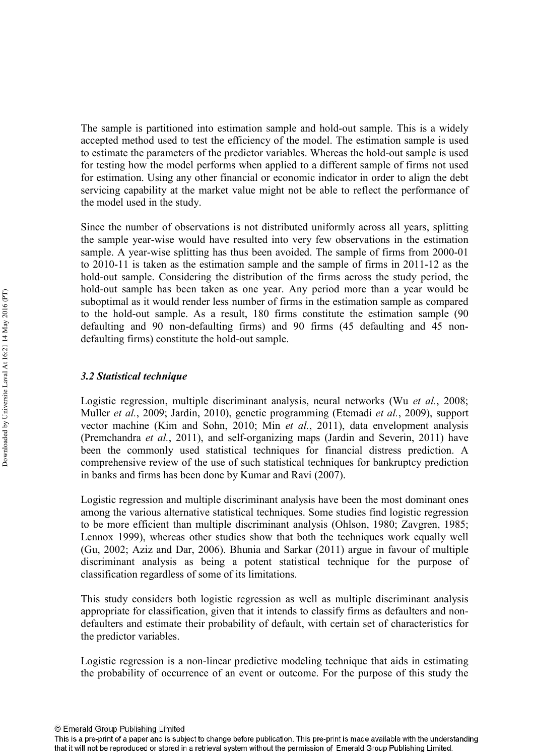The sample is partitioned into estimation sample and hold-out sample. This is a widely accepted method used to test the efficiency of the model. The estimation sample is used to estimate the parameters of the predictor variables. Whereas the hold-out sample is used for testing how the model performs when applied to a different sample of firms not used for estimation. Using any other financial or economic indicator in order to align the debt servicing capability at the market value might not be able to reflect the performance of the model used in the study.

Since the number of observations is not distributed uniformly across all years, splitting the sample year-wise would have resulted into very few observations in the estimation sample. A year-wise splitting has thus been avoided. The sample of firms from 2000-01 to 2010-11 is taken as the estimation sample and the sample of firms in 2011-12 as the hold-out sample. Considering the distribution of the firms across the study period, the hold-out sample has been taken as one year. Any period more than a year would be suboptimal as it would render less number of firms in the estimation sample as compared to the hold-out sample. As a result, 180 firms constitute the estimation sample (90 defaulting and 90 non-defaulting firms) and 90 firms (45 defaulting and 45 non-defaulting firms) constitute the hold-out sample.

### *3.2 Statistical technique*

Logistic regression, multiple discriminant analysis, neural networks (Wu *et al.*, 2008; Muller *et al.*, 2009; Jardin, 2010), genetic programming (Etemadi *et al.*, 2009), support vector machine (Kim and Sohn, 2010; Min *et al.*, 2011), data envelopment analysis (Premchandra *et al.*, 2011), and self-organizing maps (Jardin and Severin, 2011) have been the commonly used statistical techniques for financial distress prediction. A comprehensive review of the use of such statistical techniques for bankruptcy prediction in banks and firms has been done by Kumar and Ravi (2007).

Logistic regression and multiple discriminant analysis have been the most dominant ones among the various alternative statistical techniques. Some studies find logistic regression to be more efficient than multiple discriminant analysis (Ohlson, 1980; Zavgren, 1985; Lennox 1999), whereas other studies show that both the techniques work equally well (Gu, 2002; Aziz and Dar, 2006). Bhunia and Sarkar (2011) argue in favour of multiple discriminant analysis as being a potent statistical technique for the purpose of classification regardless of some of its limitations.

This study considers both logistic regression as well as multiple discriminant analysis appropriate for classification, given that it intends to classify firms as defaulters and non-defaulters and estimate their probability of default, with certain set of characteristics for the predictor variables.

Logistic regression is a non-linear predictive modeling technique that aids in estimating the probability of occurrence of an event or outcome. For the purpose of this study the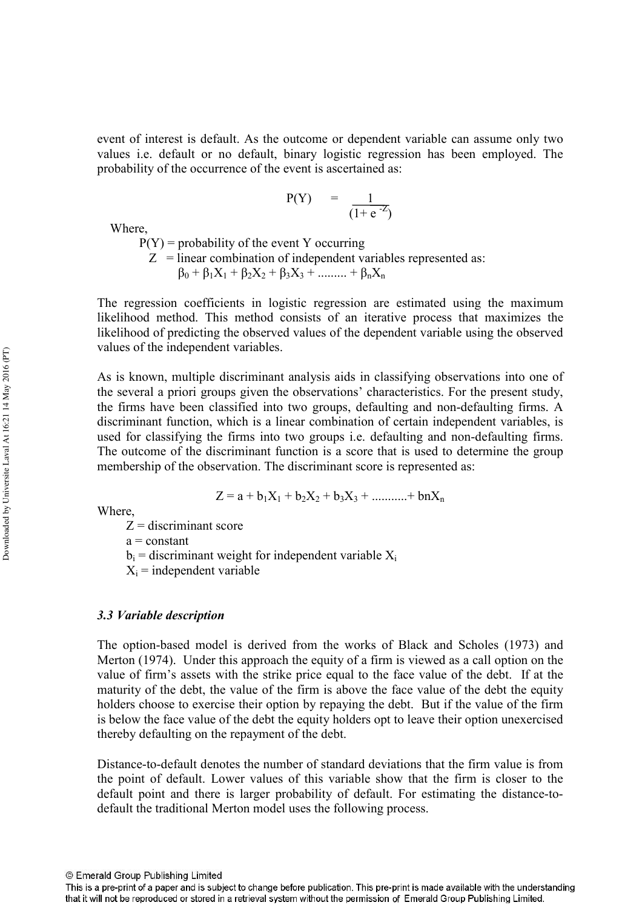event of interest is default. As the outcome or dependent variable can assume only two values i.e. default or no default, binary logistic regression has been employed. The probability of the occurrence of the event is ascertained as:

$$P(Y) = \frac{1}{(1+e^{-Z})}$$

Where,

$P(Y)$ = probability of the event Y occurring

$Z$ = linear combination of independent variables represented as:

$\beta_0 + \beta_1X_1 + \beta_2X_2 + \beta_3X_3 + \dots\dots\dots + \beta_nX_n$

The regression coefficients in logistic regression are estimated using the maximum likelihood method. This method consists of an iterative process that maximizes the likelihood of predicting the observed values of the dependent variable using the observed values of the independent variables.

As is known, multiple discriminant analysis aids in classifying observations into one of the several a priori groups given the observations' characteristics. For the present study, the firms have been classified into two groups, defaulting and non-defaulting firms. A discriminant function, which is a linear combination of certain independent variables, is used for classifying the firms into two groups i.e. defaulting and non-defaulting firms. The outcome of the discriminant function is a score that is used to determine the group membership of the observation. The discriminant score is represented as:

$$Z = a + b_1X_1 + b_2X_2 + b_3X_3 + \dots\dots\dots\dots + bnX_n$$

Where,

$Z$ = discriminant score

$a$ = constant

$b_i$ = discriminant weight for independent variable $X_i$

$X_i$ = independent variable

### *3.3 Variable description*

The option-based model is derived from the works of Black and Scholes (1973) and Merton (1974). Under this approach the equity of a firm is viewed as a call option on the value of firm's assets with the strike price equal to the face value of the debt. If at the maturity of the debt, the value of the firm is above the face value of the debt the equity holders choose to exercise their option by repaying the debt. But if the value of the firm is below the face value of the debt the equity holders opt to leave their option unexercised thereby defaulting on the repayment of the debt.

Distance-to-default denotes the number of standard deviations that the firm value is from the point of default. Lower values of this variable show that the firm is closer to the default point and there is larger probability of default. For estimating the distance-to-default the traditional Merton model uses the following process.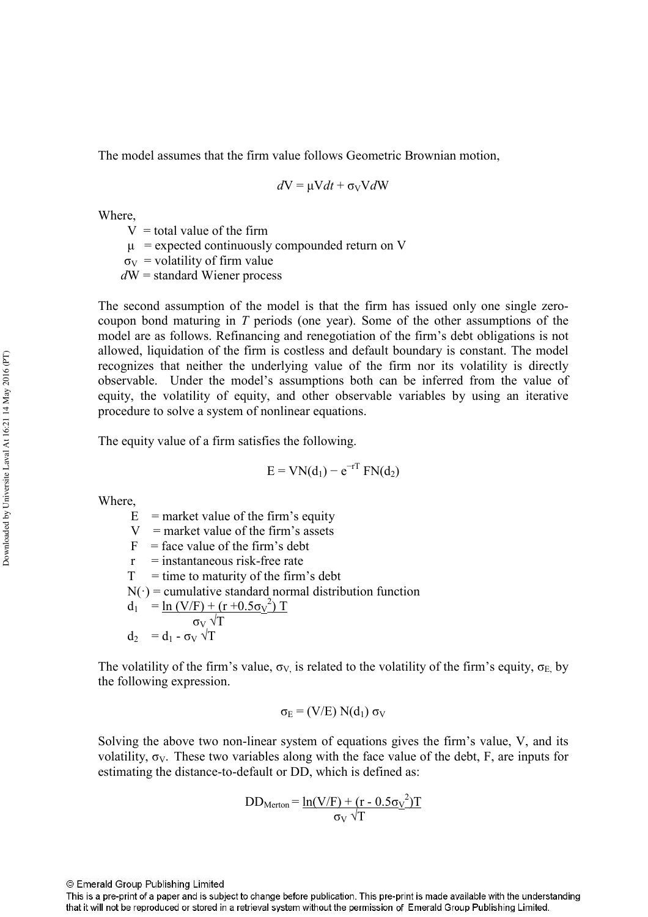The model assumes that the firm value follows Geometric Brownian motion,

$$dV = \mu V dt + \sigma_V V dW$$

Where,

- $V$ = total value of the firm
- $\mu$ = expected continuously compounded return on V
- $\sigma_V$ = volatility of firm value
- $dW$ = standard Wiener process

The second assumption of the model is that the firm has issued only one single zero-coupon bond maturing in *T* periods (one year). Some of the other assumptions of the model are as follows. Refinancing and renegotiation of the firm's debt obligations is not allowed, liquidation of the firm is costless and default boundary is constant. The model recognizes that neither the underlying value of the firm nor its volatility is directly observable. Under the model's assumptions both can be inferred from the value of equity, the volatility of equity, and other observable variables by using an iterative procedure to solve a system of nonlinear equations.

The equity value of a firm satisfies the following.

$$E = VN(d_1) - e^{-rT} FN(d_2)$$

Where,

- $E$ = market value of the firm's equity
- $V$ = market value of the firm's assets
- $F$ = face value of the firm's debt
- $r$ = instantaneous risk-free rate
- $T$ = time to maturity of the firm's debt
- $N(\cdot)$ = cumulative standard normal distribution function
- $d_1 = \dfrac{\ln(V/F) + (r + 0.5\sigma_V^2)T}{\sigma_V \sqrt{T}}$
- $d_2 = d_1 - \sigma_V \sqrt{T}$

The volatility of the firm's value, $\sigma_V$, is related to the volatility of the firm's equity, $\sigma_E$, by the following expression.

$$\sigma_E = (V/E)\, N(d_1)\, \sigma_V$$

Solving the above two non-linear system of equations gives the firm's value, V, and its volatility, $\sigma_V$. These two variables along with the face value of the debt, F, are inputs for estimating the distance-to-default or DD, which is defined as:

$$DD_{Merton} = \frac{\ln(V/F) + (r - 0.5\sigma_V^2)T}{\sigma_V \sqrt{T}}$$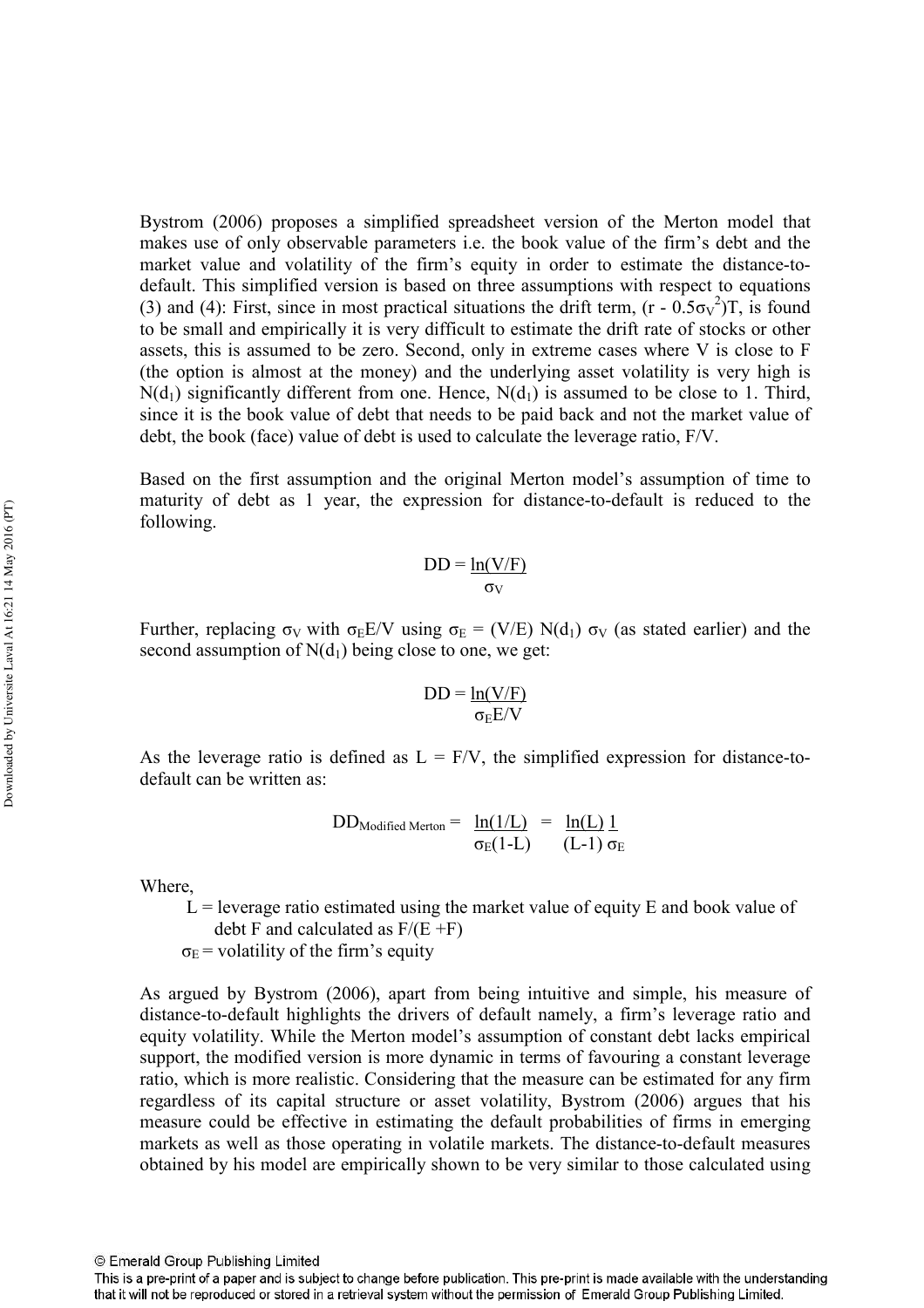Bystrom (2006) proposes a simplified spreadsheet version of the Merton model that makes use of only observable parameters i.e. the book value of the firm's debt and the market value and volatility of the firm's equity in order to estimate the distance-to-default. This simplified version is based on three assumptions with respect to equations (3) and (4): First, since in most practical situations the drift term, $(r - 0.5\sigma_V^2)T$, is found to be small and empirically it is very difficult to estimate the drift rate of stocks or other assets, this is assumed to be zero. Second, only in extreme cases where V is close to F (the option is almost at the money) and the underlying asset volatility is very high is $N(d_1)$ significantly different from one. Hence, $N(d_1)$ is assumed to be close to 1. Third, since it is the book value of debt that needs to be paid back and not the market value of debt, the book (face) value of debt is used to calculate the leverage ratio, F/V.

Based on the first assumption and the original Merton model's assumption of time to maturity of debt as 1 year, the expression for distance-to-default is reduced to the following.

$$DD = \frac{\ln(V/F)}{\sigma_V}$$

Further, replacing $\sigma_V$ with $\sigma_E E/V$ using $\sigma_E = (V/E)\, N(d_1)\, \sigma_V$ (as stated earlier) and the second assumption of $N(d_1)$ being close to one, we get:

$$DD = \frac{\ln(V/F)}{\sigma_E E/V}$$

As the leverage ratio is defined as $L = F/V$, the simplified expression for distance-to-default can be written as:

$$DD_{Modified\ Merton} = \frac{\ln(1/L)}{\sigma_E(1-L)} = \frac{\ln(L)}{(L-1)}\frac{1}{\sigma_E}$$

Where,

- L = leverage ratio estimated using the market value of equity E and book value of debt F and calculated as F/(E +F)
- $\sigma_E$ = volatility of the firm's equity

As argued by Bystrom (2006), apart from being intuitive and simple, his measure of distance-to-default highlights the drivers of default namely, a firm's leverage ratio and equity volatility. While the Merton model's assumption of constant debt lacks empirical support, the modified version is more dynamic in terms of favouring a constant leverage ratio, which is more realistic. Considering that the measure can be estimated for any firm regardless of its capital structure or asset volatility, Bystrom (2006) argues that his measure could be effective in estimating the default probabilities of firms in emerging markets as well as those operating in volatile markets. The distance-to-default measures obtained by his model are empirically shown to be very similar to those calculated using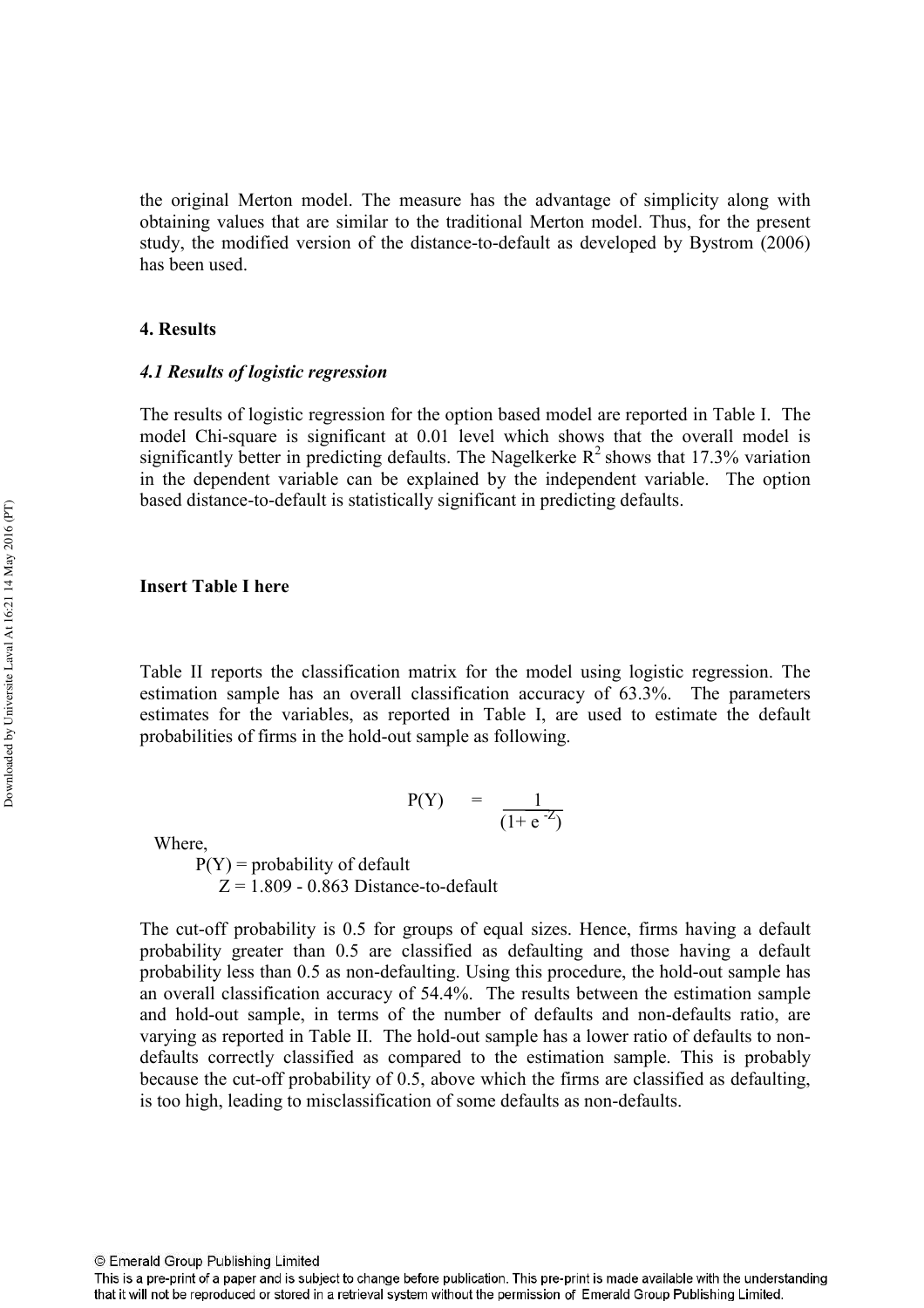the original Merton model. The measure has the advantage of simplicity along with obtaining values that are similar to the traditional Merton model. Thus, for the present study, the modified version of the distance-to-default as developed by Bystrom (2006) has been used.

## 4. Results

### *4.1 Results of logistic regression*

The results of logistic regression for the option based model are reported in Table I. The model Chi-square is significant at 0.01 level which shows that the overall model is significantly better in predicting defaults. The Nagelkerke $R^2$ shows that 17.3% variation in the dependent variable can be explained by the independent variable. The option based distance-to-default is statistically significant in predicting defaults.

**Insert Table I here**

Table II reports the classification matrix for the model using logistic regression. The estimation sample has an overall classification accuracy of 63.3%. The parameters estimates for the variables, as reported in Table I, are used to estimate the default probabilities of firms in the hold-out sample as following.

$$P(Y) = \frac{1}{(1+e^{-Z})}$$

Where,

$P(Y)$ = probability of default

$Z = 1.809 - 0.863$ Distance-to-default

The cut-off probability is 0.5 for groups of equal sizes. Hence, firms having a default probability greater than 0.5 are classified as defaulting and those having a default probability less than 0.5 as non-defaulting. Using this procedure, the hold-out sample has an overall classification accuracy of 54.4%. The results between the estimation sample and hold-out sample, in terms of the number of defaults and non-defaults ratio, are varying as reported in Table II. The hold-out sample has a lower ratio of defaults to non-defaults correctly classified as compared to the estimation sample. This is probably because the cut-off probability of 0.5, above which the firms are classified as defaulting, is too high, leading to misclassification of some defaults as non-defaults.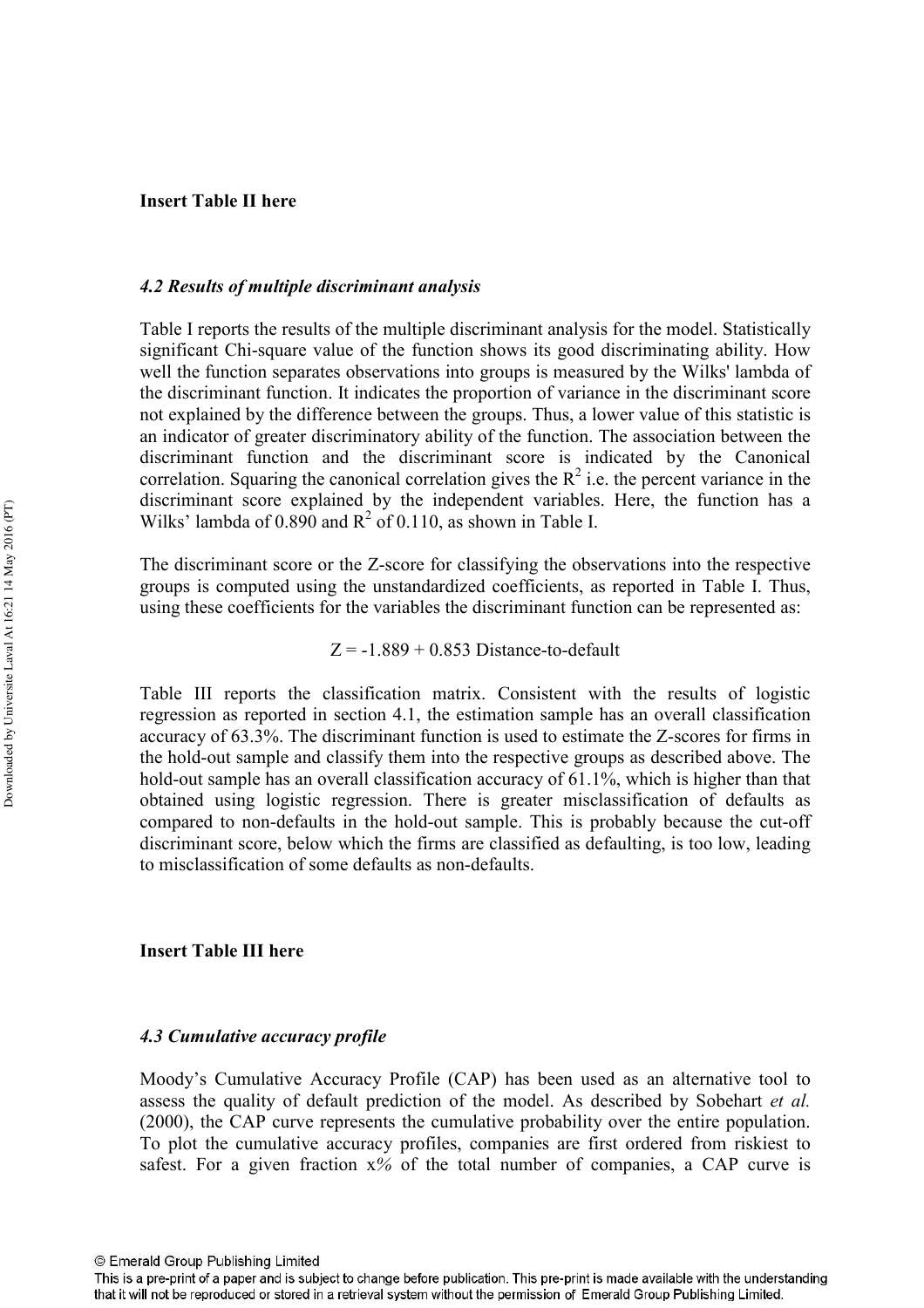**Insert Table II here**

### *4.2 Results of multiple discriminant analysis*

Table I reports the results of the multiple discriminant analysis for the model. Statistically significant Chi-square value of the function shows its good discriminating ability. How well the function separates observations into groups is measured by the Wilks' lambda of the discriminant function. It indicates the proportion of variance in the discriminant score not explained by the difference between the groups. Thus, a lower value of this statistic is an indicator of greater discriminatory ability of the function. The association between the discriminant function and the discriminant score is indicated by the Canonical correlation. Squaring the canonical correlation gives the $R^2$ i.e. the percent variance in the discriminant score explained by the independent variables. Here, the function has a Wilks' lambda of 0.890 and $R^2$ of 0.110, as shown in Table I.

The discriminant score or the Z-score for classifying the observations into the respective groups is computed using the unstandardized coefficients, as reported in Table I. Thus, using these coefficients for the variables the discriminant function can be represented as:

$$Z = -1.889 + 0.853 \text{ Distance-to-default}$$

Table III reports the classification matrix. Consistent with the results of logistic regression as reported in section 4.1, the estimation sample has an overall classification accuracy of 63.3%. The discriminant function is used to estimate the Z-scores for firms in the hold-out sample and classify them into the respective groups as described above. The hold-out sample has an overall classification accuracy of 61.1%, which is higher than that obtained using logistic regression. There is greater misclassification of defaults as compared to non-defaults in the hold-out sample. This is probably because the cut-off discriminant score, below which the firms are classified as defaulting, is too low, leading to misclassification of some defaults as non-defaults.

**Insert Table III here**

### *4.3 Cumulative accuracy profile*

Moody's Cumulative Accuracy Profile (CAP) has been used as an alternative tool to assess the quality of default prediction of the model. As described by Sobehart *et al.* (2000), the CAP curve represents the cumulative probability over the entire population. To plot the cumulative accuracy profiles, companies are first ordered from riskiest to safest. For a given fraction x% of the total number of companies, a CAP curve is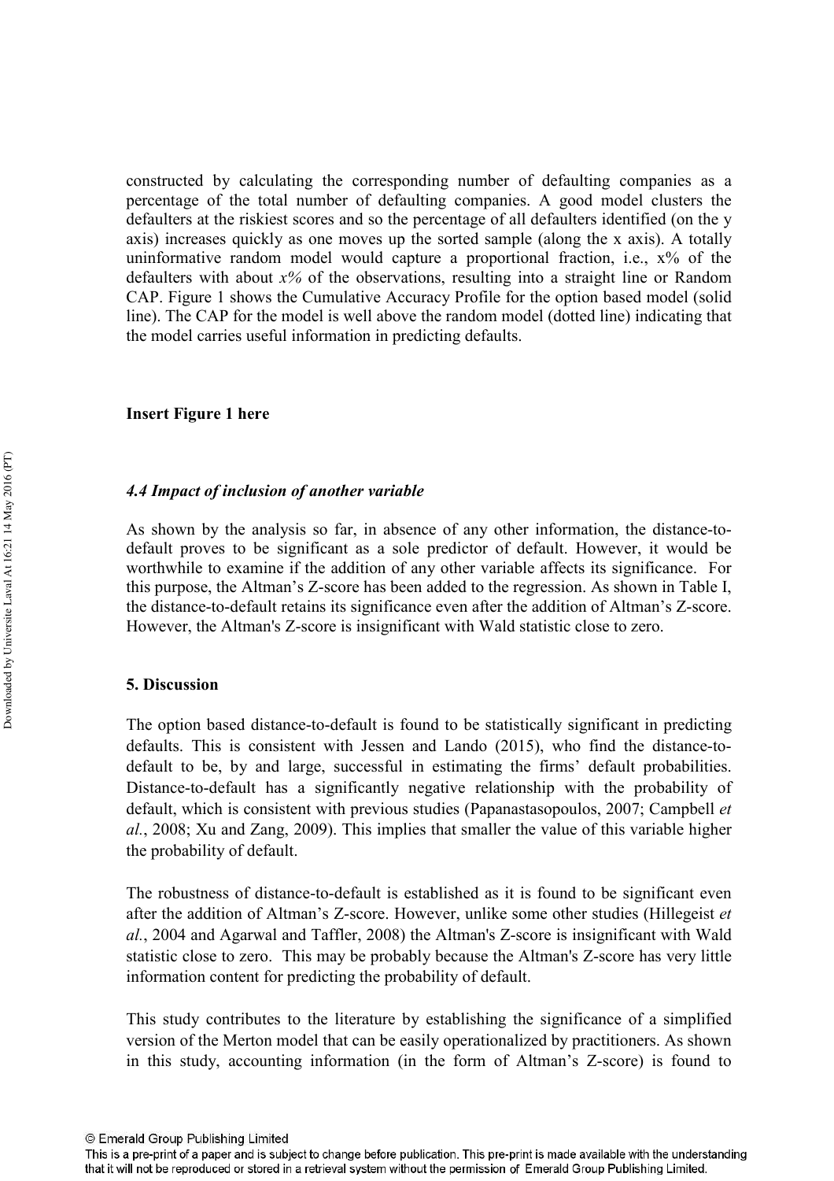constructed by calculating the corresponding number of defaulting companies as a percentage of the total number of defaulting companies. A good model clusters the defaulters at the riskiest scores and so the percentage of all defaulters identified (on the y axis) increases quickly as one moves up the sorted sample (along the x axis). A totally uninformative random model would capture a proportional fraction, i.e., x% of the defaulters with about *x%* of the observations, resulting into a straight line or Random CAP. Figure 1 shows the Cumulative Accuracy Profile for the option based model (solid line). The CAP for the model is well above the random model (dotted line) indicating that the model carries useful information in predicting defaults.

**Insert Figure 1 here**

### *4.4 Impact of inclusion of another variable*

As shown by the analysis so far, in absence of any other information, the distance-to-default proves to be significant as a sole predictor of default. However, it would be worthwhile to examine if the addition of any other variable affects its significance. For this purpose, the Altman's Z-score has been added to the regression. As shown in Table I, the distance-to-default retains its significance even after the addition of Altman's Z-score. However, the Altman's Z-score is insignificant with Wald statistic close to zero.

## 5. Discussion

The option based distance-to-default is found to be statistically significant in predicting defaults. This is consistent with Jessen and Lando (2015), who find the distance-to-default to be, by and large, successful in estimating the firms' default probabilities. Distance-to-default has a significantly negative relationship with the probability of default, which is consistent with previous studies (Papanastasopoulos, 2007; Campbell *et al.*, 2008; Xu and Zang, 2009). This implies that smaller the value of this variable higher the probability of default.

The robustness of distance-to-default is established as it is found to be significant even after the addition of Altman's Z-score. However, unlike some other studies (Hillegeist *et al.*, 2004 and Agarwal and Taffler, 2008) the Altman's Z-score is insignificant with Wald statistic close to zero. This may be probably because the Altman's Z-score has very little information content for predicting the probability of default.

This study contributes to the literature by establishing the significance of a simplified version of the Merton model that can be easily operationalized by practitioners. As shown in this study, accounting information (in the form of Altman's Z-score) is found to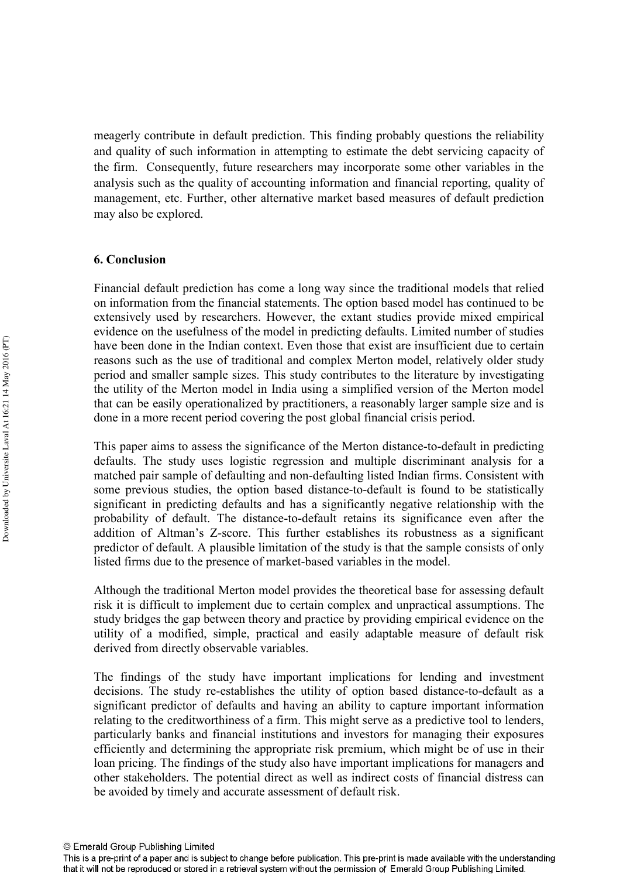meagerly contribute in default prediction. This finding probably questions the reliability and quality of such information in attempting to estimate the debt servicing capacity of the firm. Consequently, future researchers may incorporate some other variables in the analysis such as the quality of accounting information and financial reporting, quality of management, etc. Further, other alternative market based measures of default prediction may also be explored.

## 6. Conclusion

Financial default prediction has come a long way since the traditional models that relied on information from the financial statements. The option based model has continued to be extensively used by researchers. However, the extant studies provide mixed empirical evidence on the usefulness of the model in predicting defaults. Limited number of studies have been done in the Indian context. Even those that exist are insufficient due to certain reasons such as the use of traditional and complex Merton model, relatively older study period and smaller sample sizes. This study contributes to the literature by investigating the utility of the Merton model in India using a simplified version of the Merton model that can be easily operationalized by practitioners, a reasonably larger sample size and is done in a more recent period covering the post global financial crisis period.

This paper aims to assess the significance of the Merton distance-to-default in predicting defaults. The study uses logistic regression and multiple discriminant analysis for a matched pair sample of defaulting and non-defaulting listed Indian firms. Consistent with some previous studies, the option based distance-to-default is found to be statistically significant in predicting defaults and has a significantly negative relationship with the probability of default. The distance-to-default retains its significance even after the addition of Altman's Z-score. This further establishes its robustness as a significant predictor of default. A plausible limitation of the study is that the sample consists of only listed firms due to the presence of market-based variables in the model.

Although the traditional Merton model provides the theoretical base for assessing default risk it is difficult to implement due to certain complex and unpractical assumptions. The study bridges the gap between theory and practice by providing empirical evidence on the utility of a modified, simple, practical and easily adaptable measure of default risk derived from directly observable variables.

The findings of the study have important implications for lending and investment decisions. The study re-establishes the utility of option based distance-to-default as a significant predictor of defaults and having an ability to capture important information relating to the creditworthiness of a firm. This might serve as a predictive tool to lenders, particularly banks and financial institutions and investors for managing their exposures efficiently and determining the appropriate risk premium, which might be of use in their loan pricing. The findings of the study also have important implications for managers and other stakeholders. The potential direct as well as indirect costs of financial distress can be avoided by timely and accurate assessment of default risk.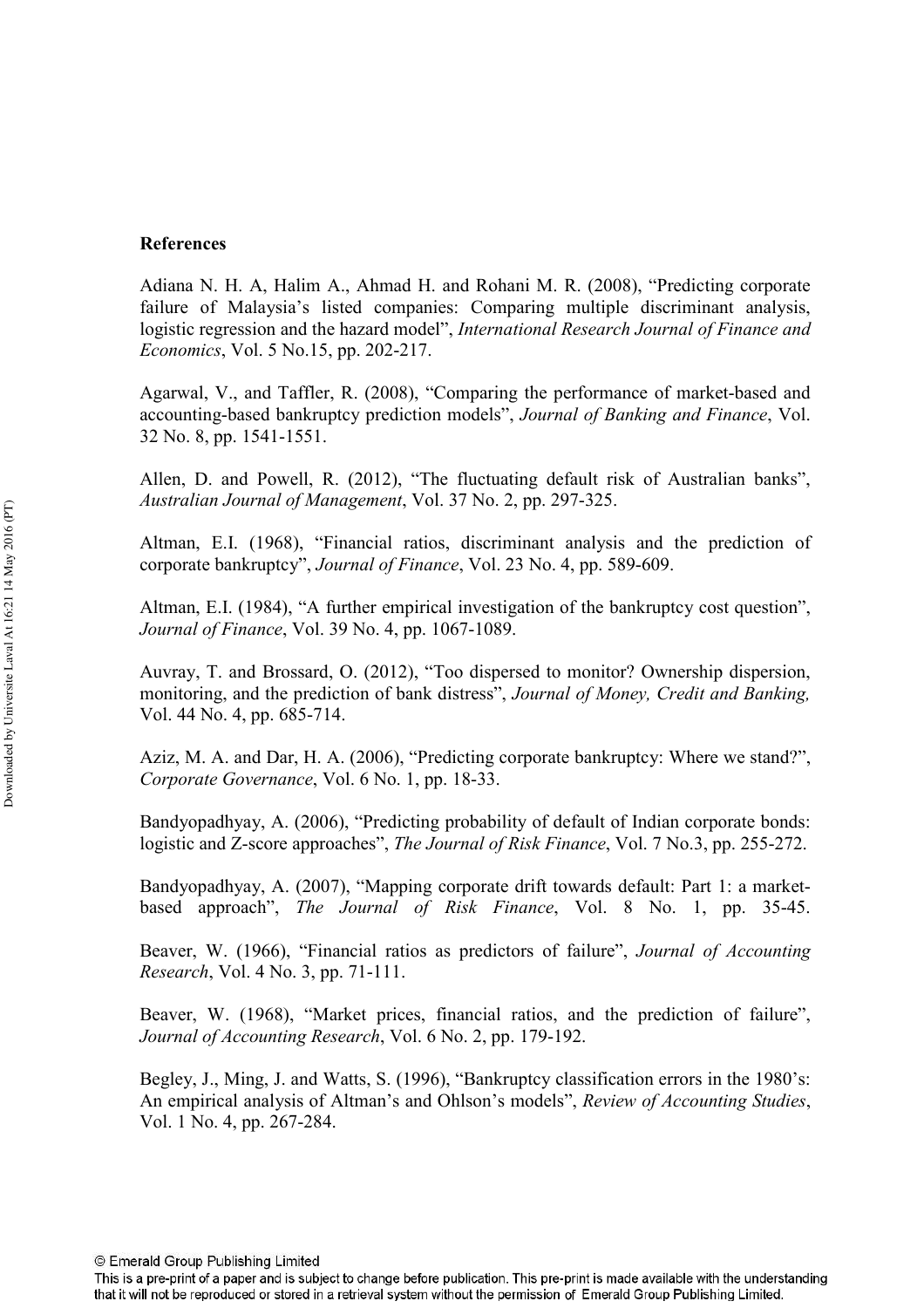**References**

Adiana N. H. A, Halim A., Ahmad H. and Rohani M. R. (2008), "Predicting corporate failure of Malaysia's listed companies: Comparing multiple discriminant analysis, logistic regression and the hazard model", *International Research Journal of Finance and Economics*, Vol. 5 No.15, pp. 202-217.

Agarwal, V., and Taffler, R. (2008), "Comparing the performance of market-based and accounting-based bankruptcy prediction models", *Journal of Banking and Finance*, Vol. 32 No. 8, pp. 1541-1551.

Allen, D. and Powell, R. (2012), "The fluctuating default risk of Australian banks", *Australian Journal of Management*, Vol. 37 No. 2, pp. 297-325.

Altman, E.I. (1968), "Financial ratios, discriminant analysis and the prediction of corporate bankruptcy", *Journal of Finance*, Vol. 23 No. 4, pp. 589-609.

Altman, E.I. (1984), "A further empirical investigation of the bankruptcy cost question", *Journal of Finance*, Vol. 39 No. 4, pp. 1067-1089.

Auvray, T. and Brossard, O. (2012), "Too dispersed to monitor? Ownership dispersion, monitoring, and the prediction of bank distress", *Journal of Money, Credit and Banking,* Vol. 44 No. 4, pp. 685-714.

Aziz, M. A. and Dar, H. A. (2006), "Predicting corporate bankruptcy: Where we stand?", *Corporate Governance*, Vol. 6 No. 1, pp. 18-33.

Bandyopadhyay, A. (2006), "Predicting probability of default of Indian corporate bonds: logistic and Z-score approaches", *The Journal of Risk Finance*, Vol. 7 No.3, pp. 255-272.

Bandyopadhyay, A. (2007), "Mapping corporate drift towards default: Part 1: a market-based approach", *The Journal of Risk Finance*, Vol. 8 No. 1, pp. 35-45.

Beaver, W. (1966), "Financial ratios as predictors of failure", *Journal of Accounting Research*, Vol. 4 No. 3, pp. 71-111.

Beaver, W. (1968), "Market prices, financial ratios, and the prediction of failure", *Journal of Accounting Research*, Vol. 6 No. 2, pp. 179-192.

Begley, J., Ming, J. and Watts, S. (1996), "Bankruptcy classification errors in the 1980's: An empirical analysis of Altman's and Ohlson's models", *Review of Accounting Studies*, Vol. 1 No. 4, pp. 267-284.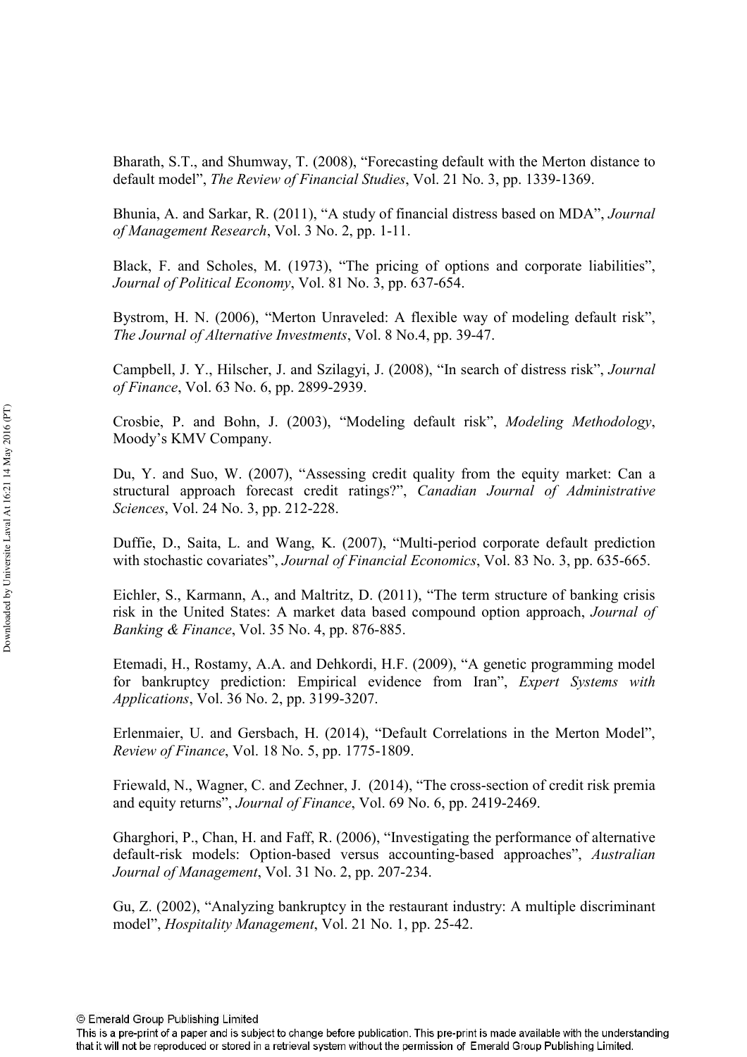Bharath, S.T., and Shumway, T. (2008), "Forecasting default with the Merton distance to default model", *The Review of Financial Studies*, Vol. 21 No. 3, pp. 1339-1369.

Bhunia, A. and Sarkar, R. (2011), "A study of financial distress based on MDA", *Journal of Management Research*, Vol. 3 No. 2, pp. 1-11.

Black, F. and Scholes, M. (1973), "The pricing of options and corporate liabilities", *Journal of Political Economy*, Vol. 81 No. 3, pp. 637-654.

Bystrom, H. N. (2006), "Merton Unraveled: A flexible way of modeling default risk", *The Journal of Alternative Investments*, Vol. 8 No.4, pp. 39-47.

Campbell, J. Y., Hilscher, J. and Szilagyi, J. (2008), "In search of distress risk", *Journal of Finance*, Vol. 63 No. 6, pp. 2899-2939.

Crosbie, P. and Bohn, J. (2003), "Modeling default risk", *Modeling Methodology*, Moody's KMV Company.

Du, Y. and Suo, W. (2007), "Assessing credit quality from the equity market: Can a structural approach forecast credit ratings?", *Canadian Journal of Administrative Sciences*, Vol. 24 No. 3, pp. 212-228.

Duffie, D., Saita, L. and Wang, K. (2007), "Multi-period corporate default prediction with stochastic covariates", *Journal of Financial Economics*, Vol. 83 No. 3, pp. 635-665.

Eichler, S., Karmann, A., and Maltritz, D. (2011), "The term structure of banking crisis risk in the United States: A market data based compound option approach, *Journal of Banking & Finance*, Vol. 35 No. 4, pp. 876-885.

Etemadi, H., Rostamy, A.A. and Dehkordi, H.F. (2009), "A genetic programming model for bankruptcy prediction: Empirical evidence from Iran", *Expert Systems with Applications*, Vol. 36 No. 2, pp. 3199-3207.

Erlenmaier, U. and Gersbach, H. (2014), "Default Correlations in the Merton Model", *Review of Finance*, Vol. 18 No. 5, pp. 1775-1809.

Friewald, N., Wagner, C. and Zechner, J. (2014), "The cross-section of credit risk premia and equity returns", *Journal of Finance*, Vol. 69 No. 6, pp. 2419-2469.

Gharghori, P., Chan, H. and Faff, R. (2006), "Investigating the performance of alternative default-risk models: Option-based versus accounting-based approaches", *Australian Journal of Management*, Vol. 31 No. 2, pp. 207-234.

Gu, Z. (2002), "Analyzing bankruptcy in the restaurant industry: A multiple discriminant model", *Hospitality Management*, Vol. 21 No. 1, pp. 25-42.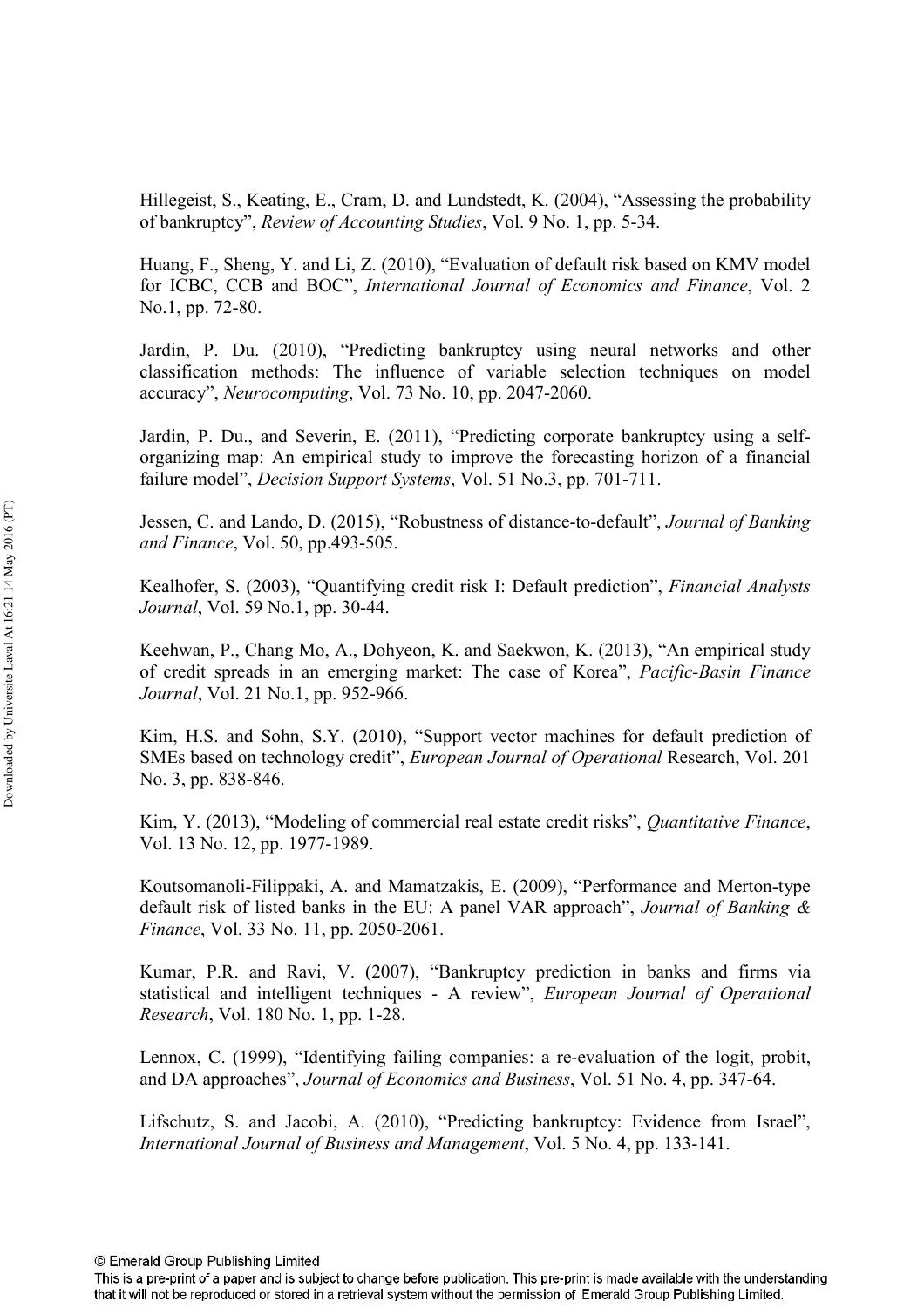Hillegeist, S., Keating, E., Cram, D. and Lundstedt, K. (2004), "Assessing the probability of bankruptcy", *Review of Accounting Studies*, Vol. 9 No. 1, pp. 5-34.

Huang, F., Sheng, Y. and Li, Z. (2010), "Evaluation of default risk based on KMV model for ICBC, CCB and BOC", *International Journal of Economics and Finance*, Vol. 2 No.1, pp. 72-80.

Jardin, P. Du. (2010), "Predicting bankruptcy using neural networks and other classification methods: The influence of variable selection techniques on model accuracy", *Neurocomputing*, Vol. 73 No. 10, pp. 2047-2060.

Jardin, P. Du., and Severin, E. (2011), "Predicting corporate bankruptcy using a self-organizing map: An empirical study to improve the forecasting horizon of a financial failure model", *Decision Support Systems*, Vol. 51 No.3, pp. 701-711.

Jessen, C. and Lando, D. (2015), "Robustness of distance-to-default", *Journal of Banking and Finance*, Vol. 50, pp.493-505.

Kealhofer, S. (2003), "Quantifying credit risk I: Default prediction", *Financial Analysts Journal*, Vol. 59 No.1, pp. 30-44.

Keehwan, P., Chang Mo, A., Dohyeon, K. and Saekwon, K. (2013), "An empirical study of credit spreads in an emerging market: The case of Korea", *Pacific-Basin Finance Journal*, Vol. 21 No.1, pp. 952-966.

Kim, H.S. and Sohn, S.Y. (2010), "Support vector machines for default prediction of SMEs based on technology credit", *European Journal of Operational* Research, Vol. 201 No. 3, pp. 838-846.

Kim, Y. (2013), "Modeling of commercial real estate credit risks", *Quantitative Finance*, Vol. 13 No. 12, pp. 1977-1989.

Koutsomanoli-Filippaki, A. and Mamatzakis, E. (2009), "Performance and Merton-type default risk of listed banks in the EU: A panel VAR approach", *Journal of Banking & Finance*, Vol. 33 No. 11, pp. 2050-2061.

Kumar, P.R. and Ravi, V. (2007), "Bankruptcy prediction in banks and firms via statistical and intelligent techniques - A review", *European Journal of Operational Research*, Vol. 180 No. 1, pp. 1-28.

Lennox, C. (1999), "Identifying failing companies: a re-evaluation of the logit, probit, and DA approaches", *Journal of Economics and Business*, Vol. 51 No. 4, pp. 347-64.

Lifschutz, S. and Jacobi, A. (2010), "Predicting bankruptcy: Evidence from Israel", *International Journal of Business and Management*, Vol. 5 No. 4, pp. 133-141.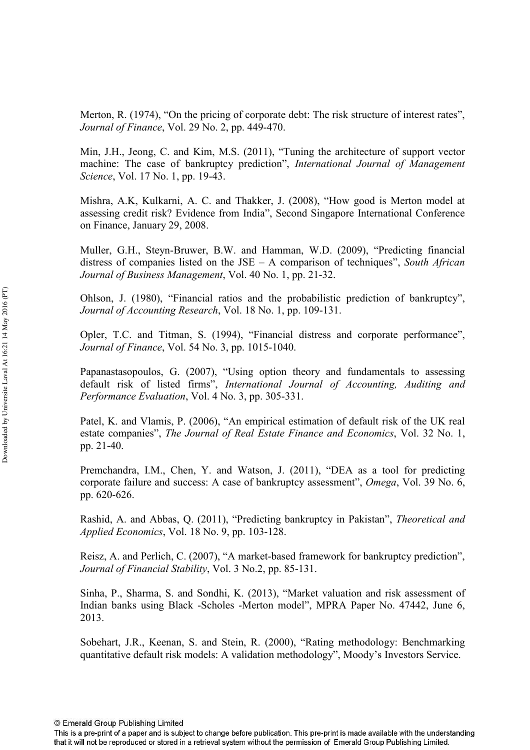Merton, R. (1974), “On the pricing of corporate debt: The risk structure of interest rates”, *Journal of Finance*, Vol. 29 No. 2, pp. 449-470.

Min, J.H., Jeong, C. and Kim, M.S. (2011), “Tuning the architecture of support vector machine: The case of bankruptcy prediction”, *International Journal of Management Science*, Vol. 17 No. 1, pp. 19-43.

Mishra, A.K, Kulkarni, A. C. and Thakker, J. (2008), “How good is Merton model at assessing credit risk? Evidence from India”, Second Singapore International Conference on Finance, January 29, 2008.

Muller, G.H., Steyn-Bruwer, B.W. and Hamman, W.D. (2009), “Predicting financial distress of companies listed on the JSE – A comparison of techniques”, *South African Journal of Business Management*, Vol. 40 No. 1, pp. 21-32.

Ohlson, J. (1980), “Financial ratios and the probabilistic prediction of bankruptcy”, *Journal of Accounting Research*, Vol. 18 No. 1, pp. 109-131.

Opler, T.C. and Titman, S. (1994), “Financial distress and corporate performance”, *Journal of Finance*, Vol. 54 No. 3, pp. 1015-1040.

Papanastasopoulos, G. (2007), “Using option theory and fundamentals to assessing default risk of listed firms”, *International Journal of Accounting, Auditing and Performance Evaluation*, Vol. 4 No. 3, pp. 305-331.

Patel, K. and Vlamis, P. (2006), “An empirical estimation of default risk of the UK real estate companies”, *The Journal of Real Estate Finance and Economics*, Vol. 32 No. 1, pp. 21-40.

Premchandra, I.M., Chen, Y. and Watson, J. (2011), “DEA as a tool for predicting corporate failure and success: A case of bankruptcy assessment”, *Omega*, Vol. 39 No. 6, pp. 620-626.

Rashid, A. and Abbas, Q. (2011), “Predicting bankruptcy in Pakistan”, *Theoretical and Applied Economics*, Vol. 18 No. 9, pp. 103-128.

Reisz, A. and Perlich, C. (2007), “A market-based framework for bankruptcy prediction”, *Journal of Financial Stability*, Vol. 3 No.2, pp. 85-131.

Sinha, P., Sharma, S. and Sondhi, K. (2013), “Market valuation and risk assessment of Indian banks using Black -Scholes -Merton model”, MPRA Paper No. 47442, June 6, 2013.

Sobehart, J.R., Keenan, S. and Stein, R. (2000), “Rating methodology: Benchmarking quantitative default risk models: A validation methodology”, Moody’s Investors Service.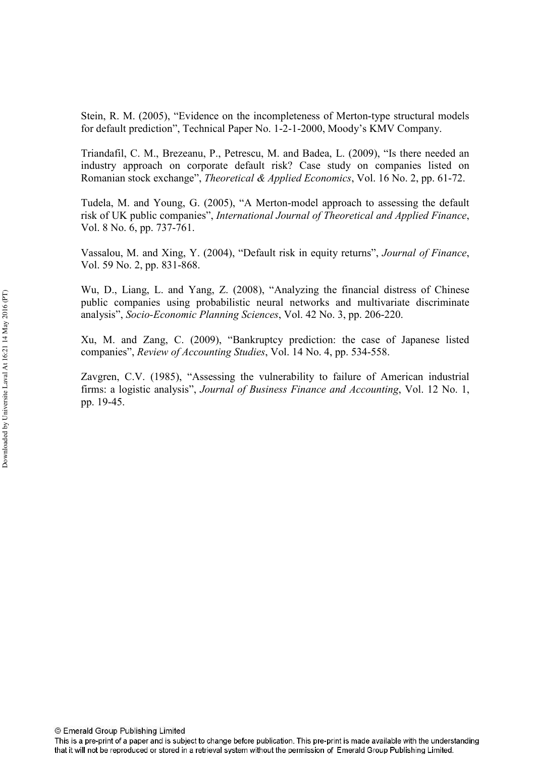Stein, R. M. (2005), "Evidence on the incompleteness of Merton-type structural models for default prediction", Technical Paper No. 1-2-1-2000, Moody's KMV Company.

Triandafil, C. M., Brezeanu, P., Petrescu, M. and Badea, L. (2009), "Is there needed an industry approach on corporate default risk? Case study on companies listed on Romanian stock exchange", *Theoretical & Applied Economics*, Vol. 16 No. 2, pp. 61-72.

Tudela, M. and Young, G. (2005), "A Merton-model approach to assessing the default risk of UK public companies", *International Journal of Theoretical and Applied Finance*, Vol. 8 No. 6, pp. 737-761.

Vassalou, M. and Xing, Y. (2004), "Default risk in equity returns", *Journal of Finance*, Vol. 59 No. 2, pp. 831-868.

Wu, D., Liang, L. and Yang, Z. (2008), "Analyzing the financial distress of Chinese public companies using probabilistic neural networks and multivariate discriminate analysis", *Socio-Economic Planning Sciences*, Vol. 42 No. 3, pp. 206-220.

Xu, M. and Zang, C. (2009), "Bankruptcy prediction: the case of Japanese listed companies", *Review of Accounting Studies*, Vol. 14 No. 4, pp. 534-558.

Zavgren, C.V. (1985), "Assessing the vulnerability to failure of American industrial firms: a logistic analysis", *Journal of Business Finance and Accounting*, Vol. 12 No. 1, pp. 19-45.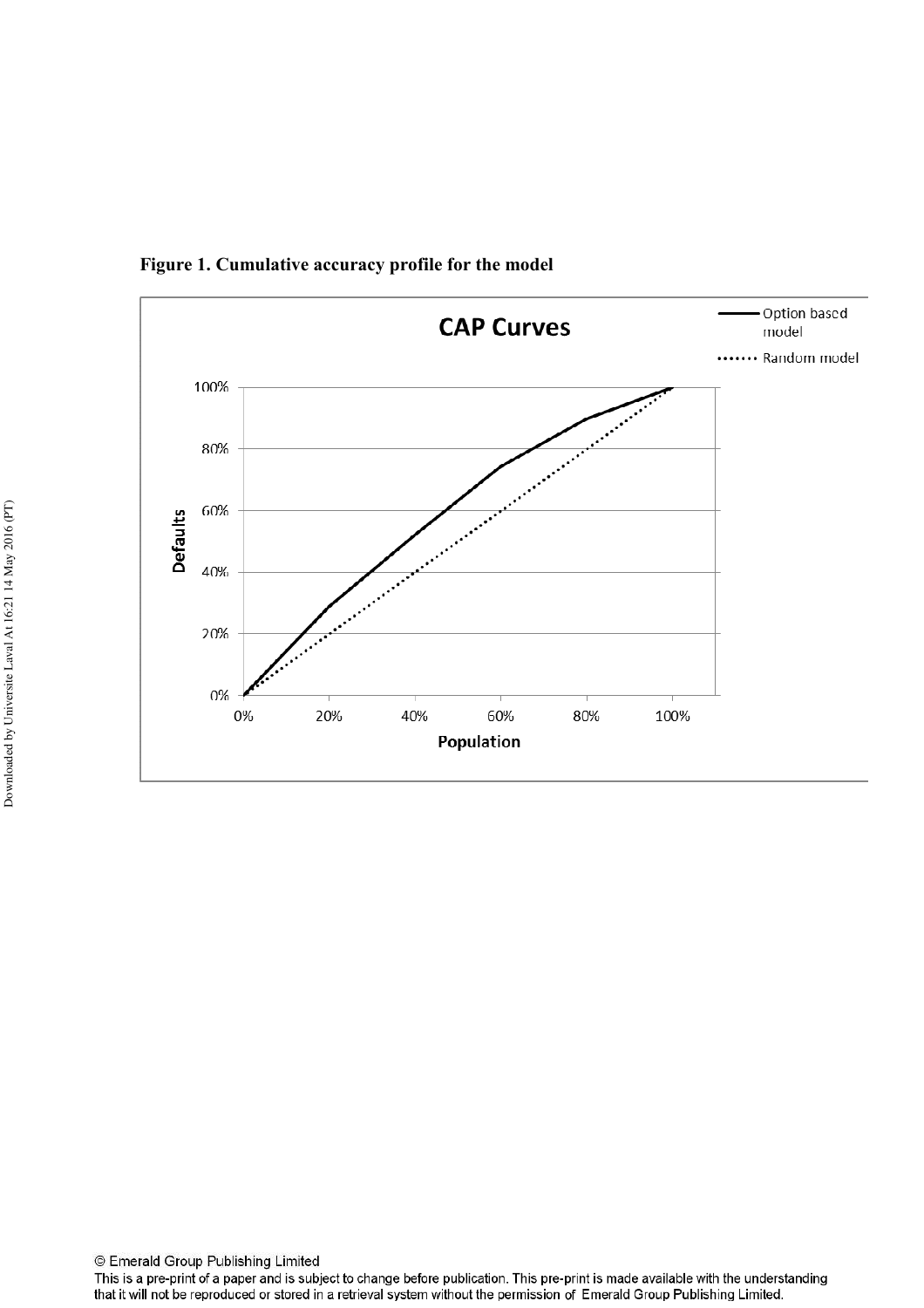**Figure 1. Cumulative accuracy profile for the model**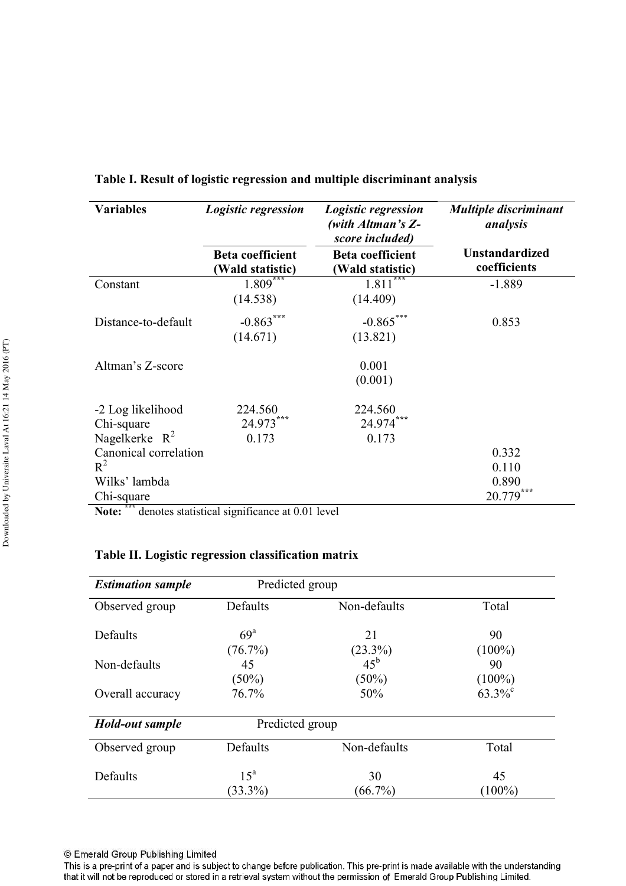**Table I. Result of logistic regression and multiple discriminant analysis**

| Variables | *Logistic regression* | *Logistic regression (with Altman's Z-score included)* | *Multiple discriminant analysis* |
|---|---|---|---|
| | **Beta coefficient (Wald statistic)** | **Beta coefficient (Wald statistic)** | **Unstandardized coefficients** |
| Constant | 1.809*** (14.538) | 1.811*** (14.409) | -1.889 |
| Distance-to-default | -0.863*** (14.671) | -0.865*** (13.821) | 0.853 |
| Altman's Z-score | | 0.001 (0.001) | |
| -2 Log likelihood | 224.560 | 224.560 | |
| Chi-square | 24.973*** | 24.974*** | |
| Nagelkerke $R^2$ | 0.173 | 0.173 | |
| Canonical correlation | | | 0.332 |
| $R^2$ | | | 0.110 |
| Wilks' lambda | | | 0.890 |
| Chi-square | | | 20.779*** |

**Note:** *** denotes statistical significance at 0.01 level

**Table II. Logistic regression classification matrix**

| ***Estimation sample*** | Predicted group | | |
|---|---|---|---|
| Observed group | Defaults | Non-defaults | Total |
| Defaults | 69[a] (76.7%) | 21 (23.3%) | 90 (100%) |
| Non-defaults | 45 (50%) | 45[b] (50%) | 90 (100%) |
| Overall accuracy | 76.7% | 50% | 63.3%[c] |
| ***Hold-out sample*** | Predicted group | | |
| Observed group | Defaults | Non-defaults | Total |
| Defaults | 15[a] (33.3%) | 30 (66.7%) | 45 (100%) |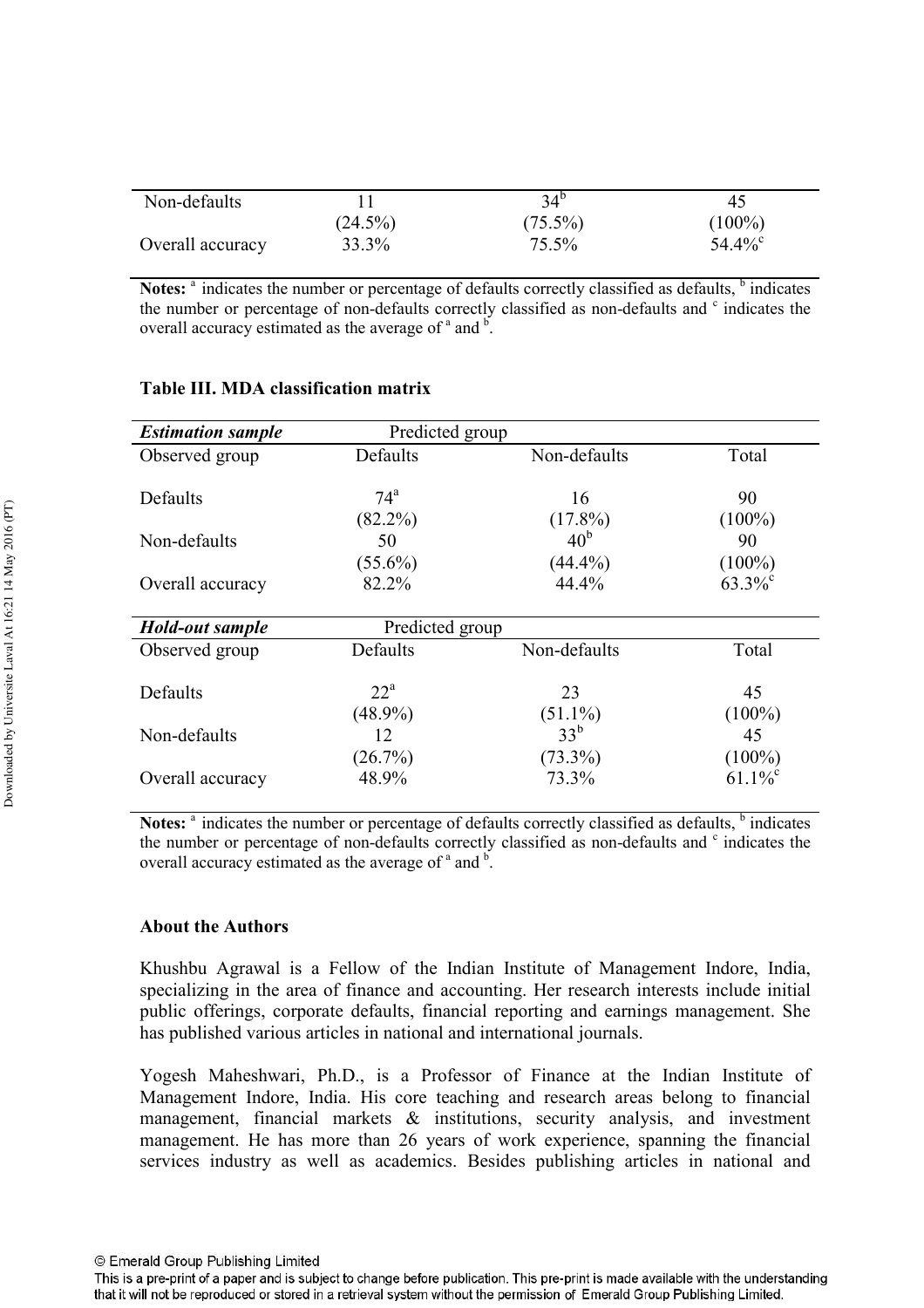| | | | |
|---|---|---|---|
| Non-defaults | 11 (24.5%) | 34[b] (75.5%) | 45 (100%) |
| Overall accuracy | 33.3% | 75.5% | 54.4%[c] |

**Notes:** [a] indicates the number or percentage of defaults correctly classified as defaults, [b] indicates the number or percentage of non-defaults correctly classified as non-defaults and [c] indicates the overall accuracy estimated as the average of [a] and [b].

**Table III. MDA classification matrix**

| ***Estimation sample*** | Predicted group | | |
|---|---|---|---|
| Observed group | Defaults | Non-defaults | Total |
| Defaults | 74[a] (82.2%) | 16 (17.8%) | 90 (100%) |
| Non-defaults | 50 (55.6%) | 40[b] (44.4%) | 90 (100%) |
| Overall accuracy | 82.2% | 44.4% | 63.3%[c] |
| ***Hold-out sample*** | Predicted group | | |
| Observed group | Defaults | Non-defaults | Total |
| Defaults | 22[a] (48.9%) | 23 (51.1%) | 45 (100%) |
| Non-defaults | 12 (26.7%) | 33[b] (73.3%) | 45 (100%) |
| Overall accuracy | 48.9% | 73.3% | 61.1%[c] |

**Notes:** [a] indicates the number or percentage of defaults correctly classified as defaults, [b] indicates the number or percentage of non-defaults correctly classified as non-defaults and [c] indicates the overall accuracy estimated as the average of [a] and [b].

**About the Authors**

Khushbu Agrawal is a Fellow of the Indian Institute of Management Indore, India, specializing in the area of finance and accounting. Her research interests include initial public offerings, corporate defaults, financial reporting and earnings management. She has published various articles in national and international journals.

Yogesh Maheshwari, Ph.D., is a Professor of Finance at the Indian Institute of Management Indore, India. His core teaching and research areas belong to financial management, financial markets & institutions, security analysis, and investment management. He has more than 26 years of work experience, spanning the financial services industry as well as academics. Besides publishing articles in national and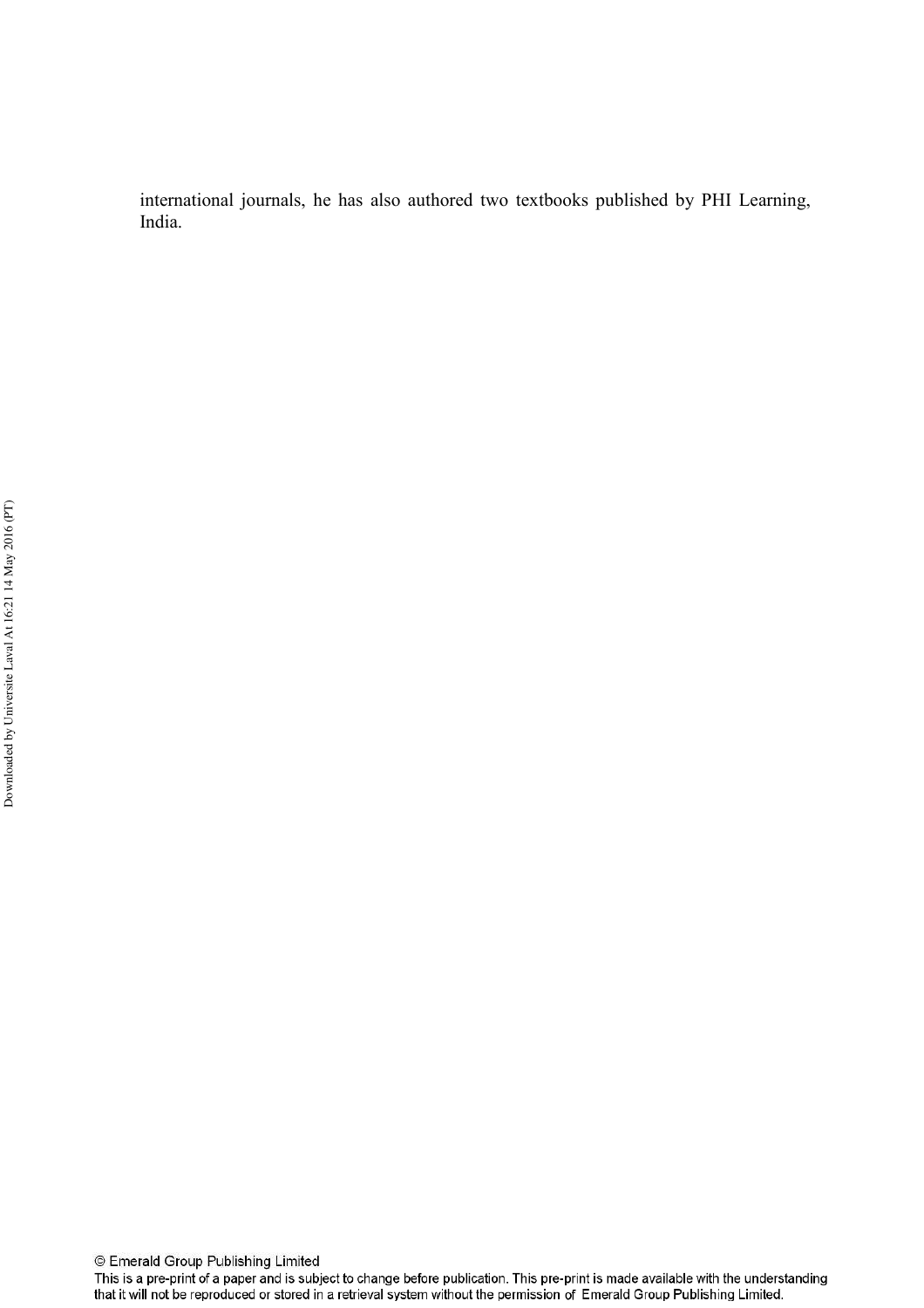international journals, he has also authored two textbooks published by PHI Learning, India.